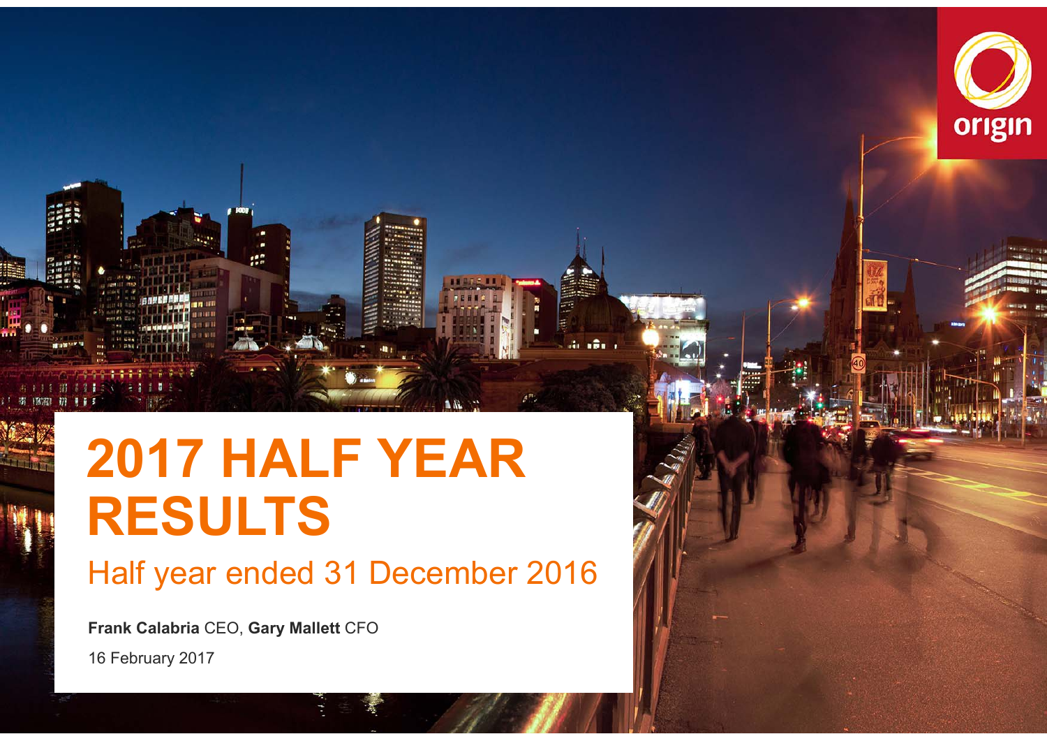# 2017 HALF YEAR RESULTS

## Half year ended 31 December 2016

**Frank Calabria** CEO, **Gary Mallett** CFO

16 February 2017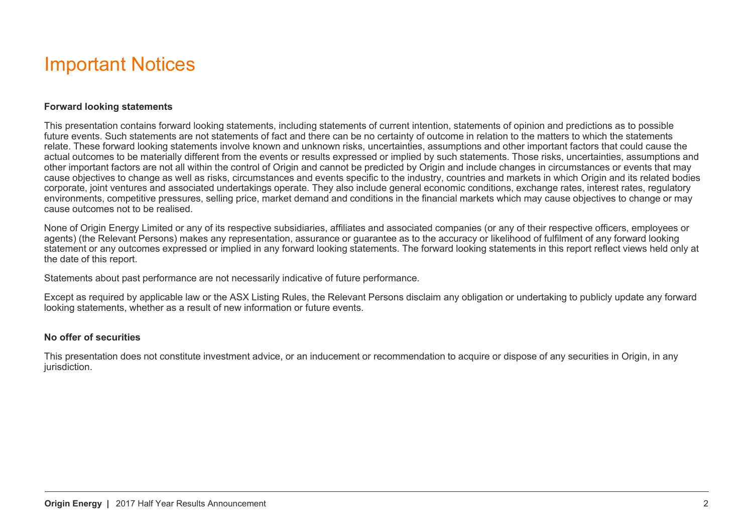# Important Notices

**Forward looking statements**

This presentation contains forward looking statements, including statements of current intention, statements of opinion and predictions as to possible future events. Such statements are not statements of fact and there can be no certainty of outcome in relation to the matters to which the statements relate. These forward looking statements involve known and unknown risks, uncertainties, assumptions and other important factors that could cause the actual outcomes to be materially different from the events or results expressed or implied by such statements. Those risks, uncertainties, assumptions and other important factors are not all within the control of Origin and cannot be predicted by Origin and include changes in circumstances or events that may cause objectives to change as well as risks, circumstances and events specific to the industry, countries and markets in which Origin and its related bodies corporate, joint ventures and associated undertakings operate. They also include general economic conditions, exchange rates, interest rates, regulatory environments, competitive pressures, selling price, market demand and conditions in the financial markets which may cause objectives to change or may cause outcomes not to be realised.

None of Origin Energy Limited or any of its respective subsidiaries, affiliates and associated companies (or any of their respective officers, employees or agents) (the Relevant Persons) makes any representation, assurance or guarantee as to the accuracy or likelihood of fulfilment of any forward looking statement or any outcomes expressed or implied in any forward looking statements. The forward looking statements in this report reflect views held only at the date of this report.

Statements about past performance are not necessarily indicative of future performance.

Except as required by applicable law or the ASX Listing Rules, the Relevant Persons disclaim any obligation or undertaking to publicly update any forward looking statements, whether as a result of new information or future events.

**No offer of securities**

This presentation does not constitute investment advice, or an inducement or recommendation to acquire or dispose of any securities in Origin, in any jurisdiction.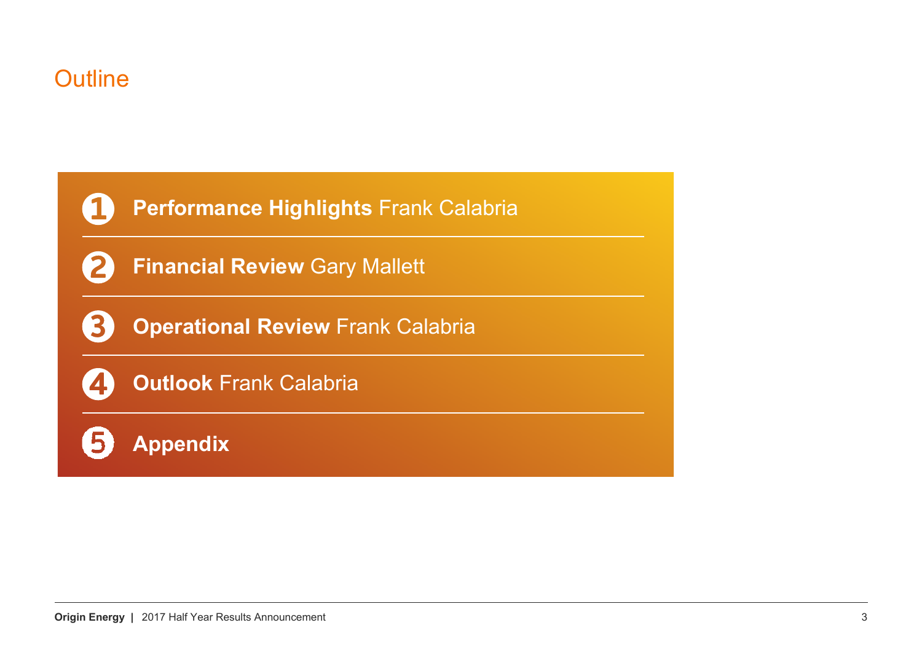# Outline

1. **Performance Highlights** Frank Calabria
2. **Financial Review** Gary Mallett
3. **Operational Review** Frank Calabria
4. **Outlook** Frank Calabria
5. **Appendix**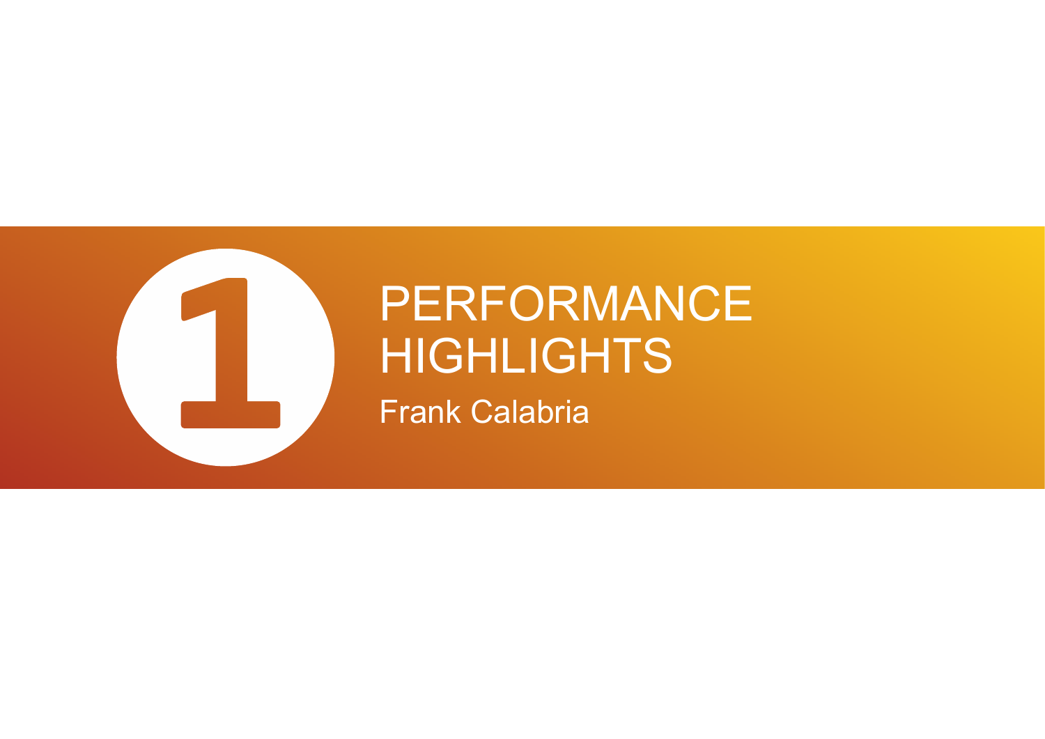# 1 PERFORMANCE HIGHLIGHTS

Frank Calabria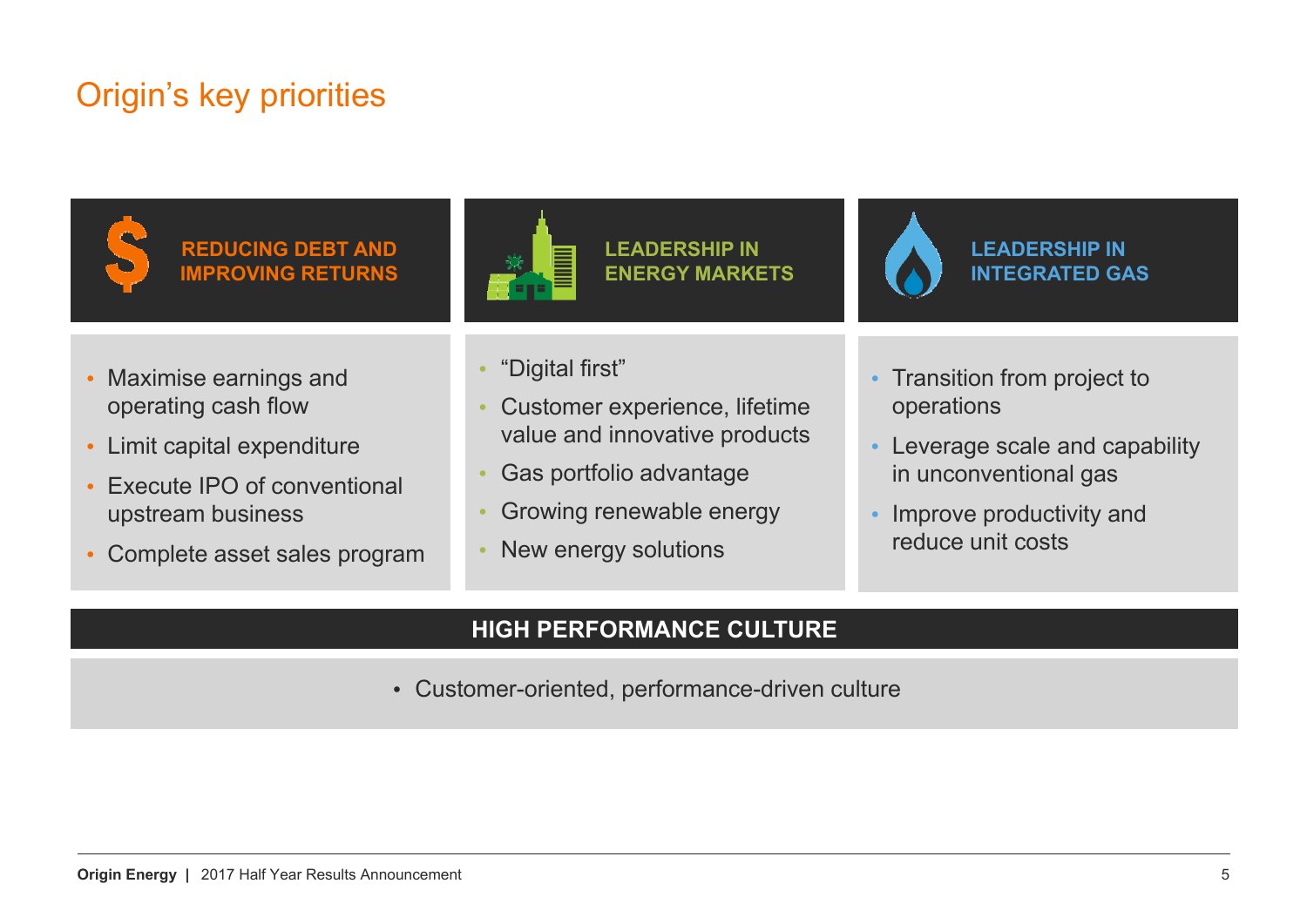# Origin's key priorities

### REDUCING DEBT AND IMPROVING RETURNS

- Maximise earnings and operating cash flow
- Limit capital expenditure
- Execute IPO of conventional upstream business
- Complete asset sales program

### LEADERSHIP IN ENERGY MARKETS

- "Digital first"
- Customer experience, lifetime value and innovative products
- Gas portfolio advantage
- Growing renewable energy
- New energy solutions

### LEADERSHIP IN INTEGRATED GAS

- Transition from project to operations
- Leverage scale and capability in unconventional gas
- Improve productivity and reduce unit costs

### HIGH PERFORMANCE CULTURE

- Customer-oriented, performance-driven culture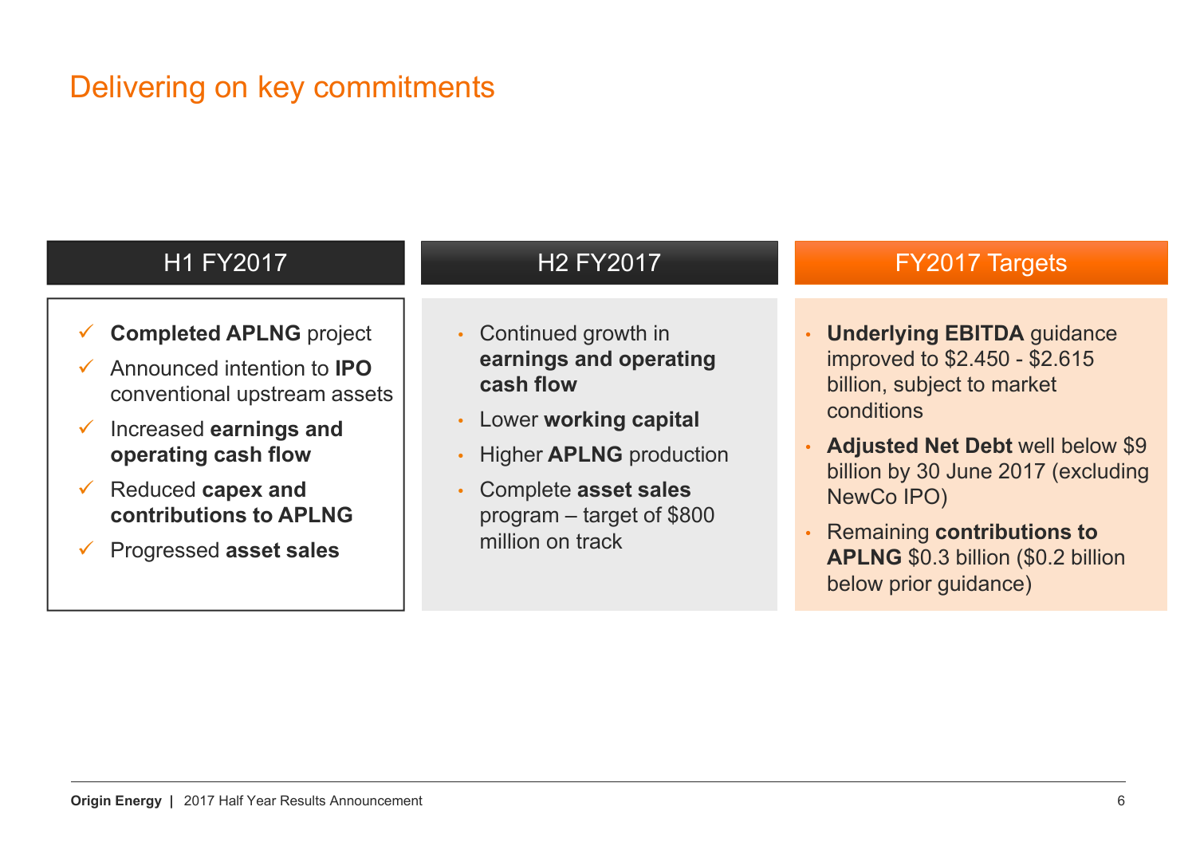# Delivering on key commitments

## H1 FY2017

- ✓ **Completed APLNG** project
- ✓ Announced intention to **IPO** conventional upstream assets
- ✓ Increased **earnings and operating cash flow**
- ✓ Reduced **capex and contributions to APLNG**
- ✓ Progressed **asset sales**

## H2 FY2017

- Continued growth in **earnings and operating cash flow**
- Lower **working capital**
- Higher **APLNG** production
- Complete **asset sales** program – target of $800 million on track

## FY2017 Targets

- **Underlying EBITDA** guidance improved to $2.450 - $2.615 billion, subject to market conditions
- **Adjusted Net Debt** well below $9 billion by 30 June 2017 (excluding NewCo IPO)
- Remaining **contributions to APLNG** $0.3 billion ($0.2 billion below prior guidance)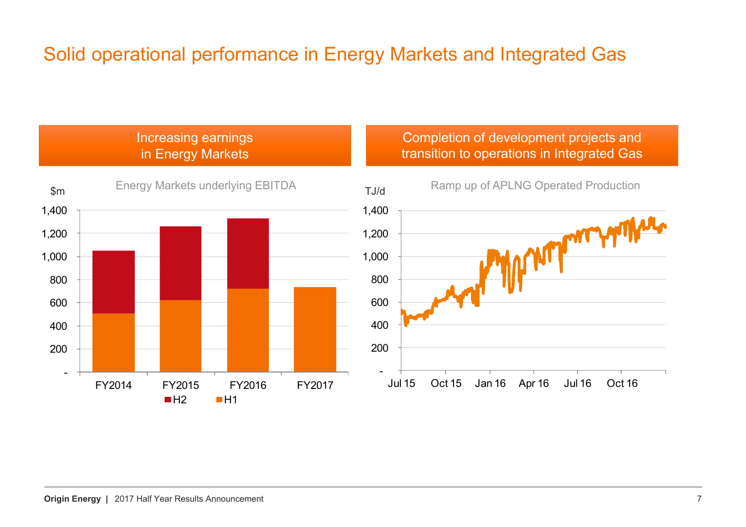# Solid operational performance in Energy Markets and Integrated Gas

## Increasing earnings in Energy Markets

Energy Markets underlying EBITDA

$m

1,400
1,200
1,000
800
600
400
200
-

FY2014 FY2015 FY2016 FY2017

H2 H1

## Completion of development projects and transition to operations in Integrated Gas

Ramp up of APLNG Operated Production

TJ/d

1,400
1,200
1,000
800
600
400
200
-

Jul 15 Oct 15 Jan 16 Apr 16 Jul 16 Oct 16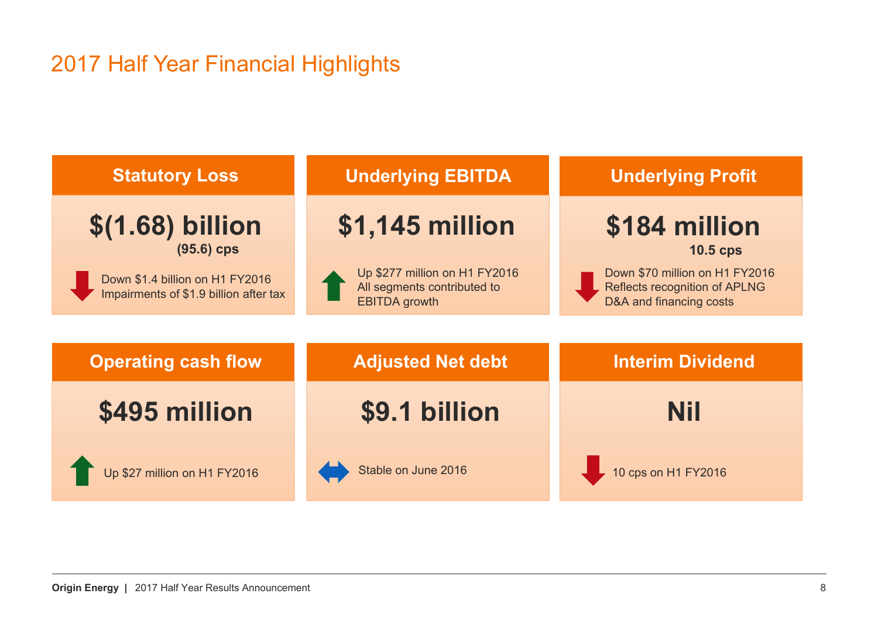# 2017 Half Year Financial Highlights

## Statistical Loss

**$(1.68) billion**

**(95.6) cps**

Down $1.4 billion on H1 FY2016
Impairments of $1.9 billion after tax

## Underlying EBITDA

**$1,145 million**

Up $277 million on H1 FY2016
All segments contributed to EBITDA growth

## Underlying Profit

**$184 million**

**10.5 cps**

Down $70 million on H1 FY2016
Reflects recognition of APLNG D&A and financing costs

## Operating cash flow

**$495 million**

Up $27 million on H1 FY2016

## Adjusted Net debt

**$9.1 billion**

Stable on June 2016

## Interim Dividend

**Nil**

10 cps on H1 FY2016

# 2017 Half Year Financial Highlights

## Statutory Loss

**$(1.68) billion**

**(95.6) cps**

Down $1.4 billion on H1 FY2016
Impairments of $1.9 billion after tax

## Underlying EBITDA

**$1,145 million**

Up $277 million on H1 FY2016
All segments contributed to EBITDA growth

## Underlying Profit

**$184 million**

**10.5 cps**

Down $70 million on H1 FY2016
Reflects recognition of APLNG D&A and financing costs

## Operating cash flow

**$495 million**

Up $27 million on H1 FY2016

## Adjusted Net debt

**$9.1 billion**

Stable on June 2016

## Interim Dividend

**Nil**

10 cps on H1 FY2016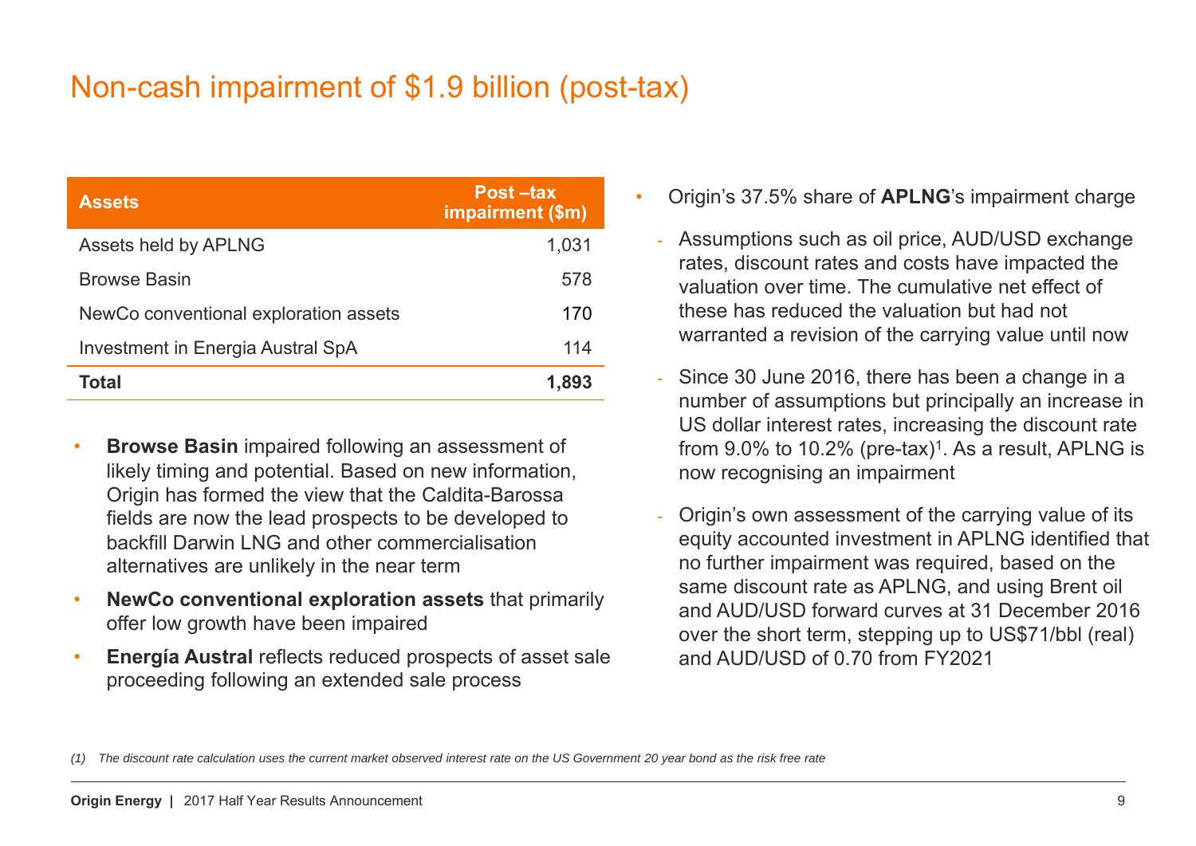# Non-cash impairment of $1.9 billion (post-tax)

| Assets | Post –tax impairment ($m) |
|---|---|
| Assets held by APLNG | 1,031 |
| Browse Basin | 578 |
| NewCo conventional exploration assets | 170 |
| Investment in Energia Austral SpA | 114 |
| **Total** | **1,893** |

- **Browse Basin** impaired following an assessment of likely timing and potential. Based on new information, Origin has formed the view that the Caldita-Barossa fields are now the lead prospects to be developed to backfill Darwin LNG and other commercialisation alternatives are unlikely in the near term
- **NewCo conventional exploration assets** that primarily offer low growth have been impaired
- **Energía Austral** reflects reduced prospects of asset sale proceeding following an extended sale process

- Origin's 37.5% share of **APLNG**'s impairment charge
  - Assumptions such as oil price, AUD/USD exchange rates, discount rates and costs have impacted the valuation over time. The cumulative net effect of these has reduced the valuation but had not warranted a revision of the carrying value until now
  - Since 30 June 2016, there has been a change in a number of assumptions but principally an increase in US dollar interest rates, increasing the discount rate from 9.0% to 10.2% (pre-tax)[1]. As a result, APLNG is now recognising an impairment
  - Origin's own assessment of the carrying value of its equity accounted investment in APLNG identified that no further impairment was required, based on the same discount rate as APLNG, and using Brent oil and AUD/USD forward curves at 31 December 2016 over the short term, stepping up to US$71/bbl (real) and AUD/USD of 0.70 from FY2021

*(1) The discount rate calculation uses the current market observed interest rate on the US Government 20 year bond as the risk free rate*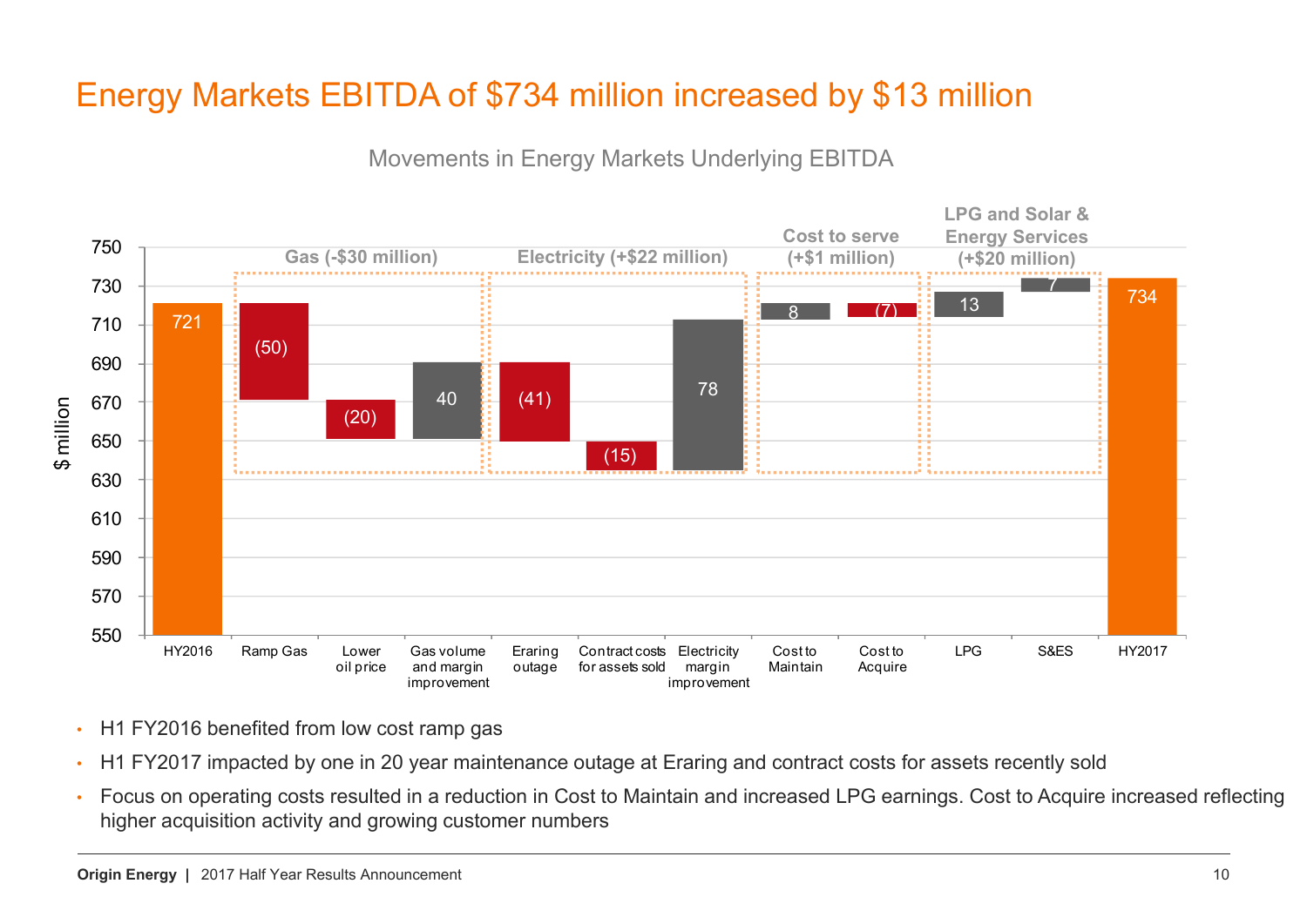# Energy Markets EBITDA of $734 million increased by $13 million

Movements in Energy Markets Underlying EBITDA

| Category | Item | $ million |
| --- | --- | --- |
| | HY2016 | 721 |
| Gas (-$30 million) | Ramp Gas | (50) |
| | Lower oil price | (20) |
| | Gas volume and margin improvement | 40 |
| Electricity (+$22 million) | Eraring outage | (41) |
| | Contract costs for assets sold | (15) |
| | Electricity margin improvement | 78 |
| Cost to serve (+$1 million) | Cost to Maintain | 8 |
| | Cost to Acquire | (7) |
| LPG and Solar & Energy Services (+$20 million) | LPG | 13 |
| | S&ES | 7 |
| | HY2017 | 734 |

- H1 FY2016 benefited from low cost ramp gas
- H1 FY2017 impacted by one in 20 year maintenance outage at Eraring and contract costs for assets recently sold
- Focus on operating costs resulted in a reduction in Cost to Maintain and increased LPG earnings. Cost to Acquire increased reflecting higher acquisition activity and growing customer numbers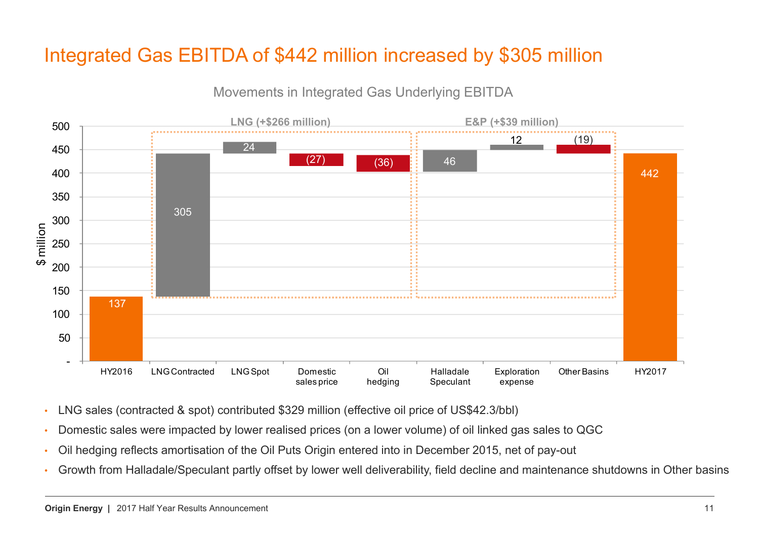# Integrated Gas EBITDA of $442 million increased by $305 million

**Movements in Integrated Gas Underlying EBITDA**

| | HY2016 | LNG Contracted | LNG Spot | Domestic sales price | Oil hedging | Halladale Speculant | Exploration expense | Other Basins | HY2017 |
|---|---|---|---|---|---|---|---|---|---|
| $ million | 137 | 305 | 24 | (27) | (36) | 46 | 12 | (19) | 442 |

LNG (+$266 million): LNG Contracted, LNG Spot, Domestic sales price, Oil hedging

E&P (+$39 million): Halladale Speculant, Exploration expense, Other Basins

- LNG sales (contracted & spot) contributed $329 million (effective oil price of US$42.3/bbl)
- Domestic sales were impacted by lower realised prices (on a lower volume) of oil linked gas sales to QGC
- Oil hedging reflects amortisation of the Oil Puts Origin entered into in December 2015, net of pay-out
- Growth from Halladale/Speculant partly offset by lower well deliverability, field decline and maintenance shutdowns in Other basins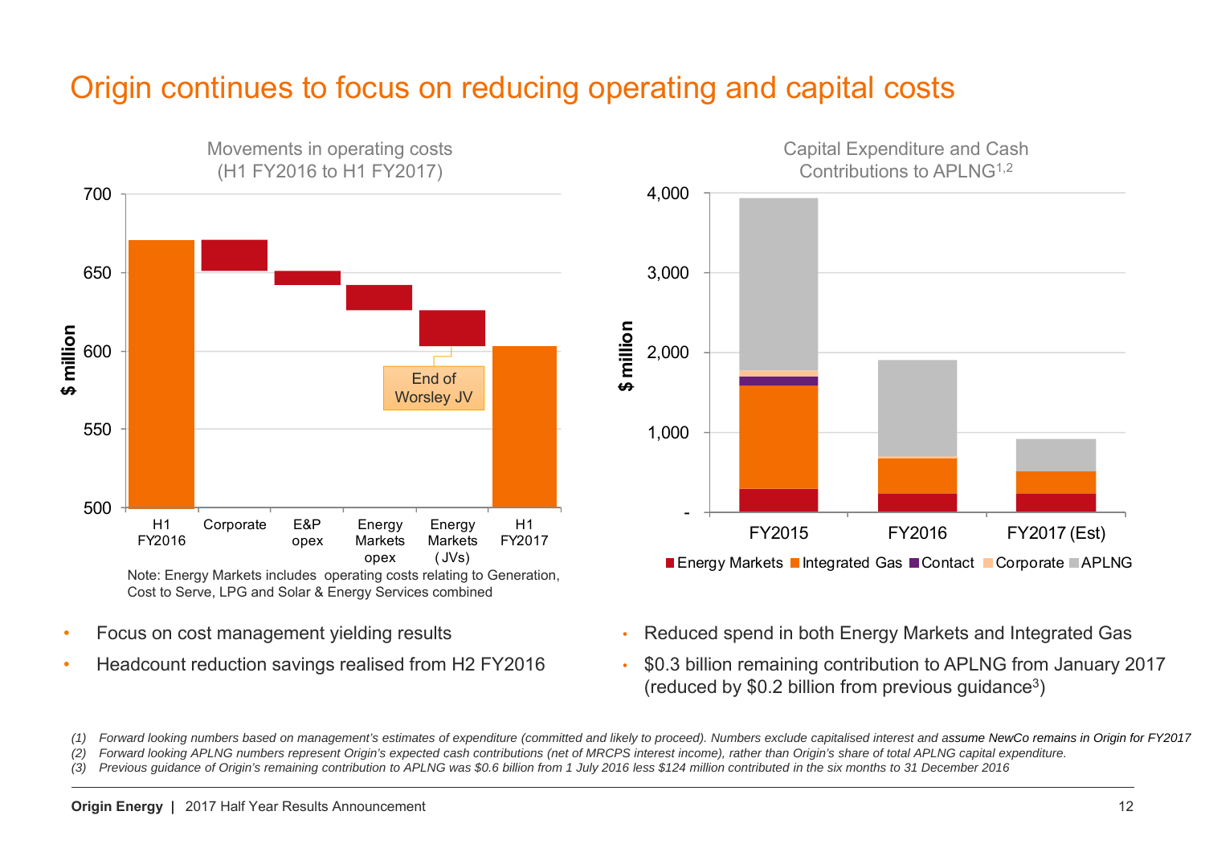# Origin continues to focus on reducing operating and capital costs

**Movements in operating costs (H1 FY2016 to H1 FY2017)**

$ million

Categories: H1 FY2016, Corporate, E&P opex, Energy Markets opex, Energy Markets (JVs), H1 FY2017

End of Worsley JV

Note: Energy Markets includes operating costs relating to Generation, Cost to Serve, LPG and Solar & Energy Services combined

**Capital Expenditure and Cash Contributions to APLNG[1,2]**

$ million

Categories: FY2015, FY2016, FY2017 (Est)

Legend: Energy Markets, Integrated Gas, Contact, Corporate, APLNG

- Focus on cost management yielding results
- Headcount reduction savings realised from H2 FY2016
- Reduced spend in both Energy Markets and Integrated Gas
- $0.3 billion remaining contribution to APLNG from January 2017 (reduced by $0.2 billion from previous guidance[3])

*(1) Forward looking numbers based on management's estimates of expenditure (committed and likely to proceed). Numbers exclude capitalised interest and assume NewCo remains in Origin for FY2017*

*(2) Forward looking APLNG numbers represent Origin's expected cash contributions (net of MRCPS interest income), rather than Origin's share of total APLNG capital expenditure.*

*(3) Previous guidance of Origin's remaining contribution to APLNG was $0.6 billion from 1 July 2016 less $124 million contributed in the six months to 31 December 2016*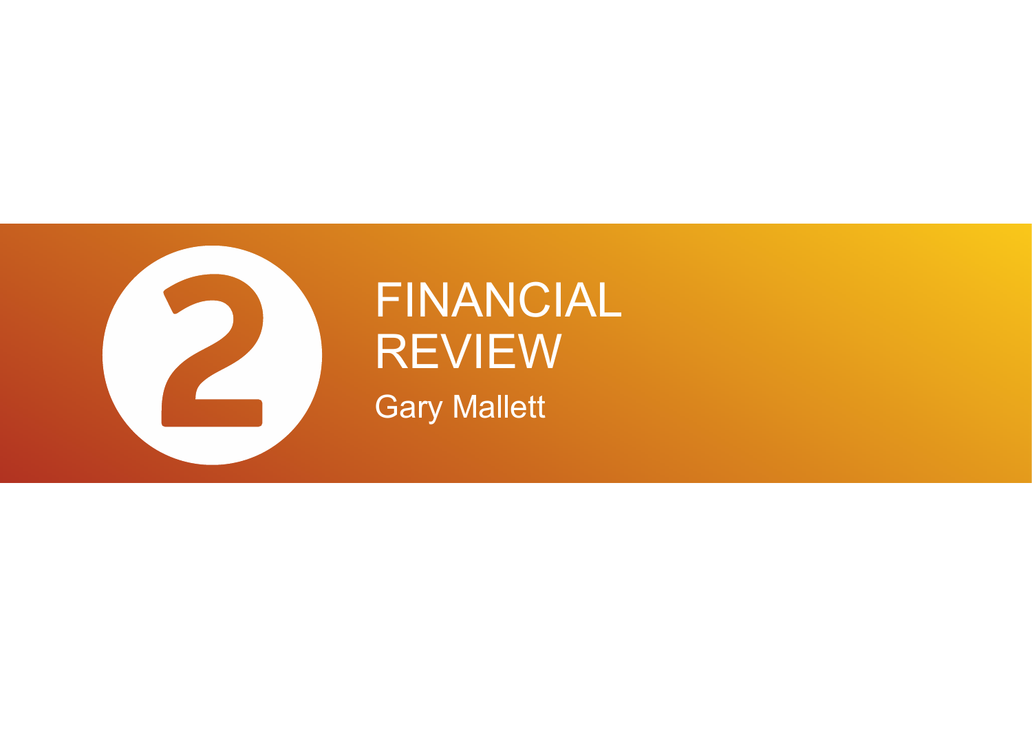# 2 FINANCIAL REVIEW

Gary Mallett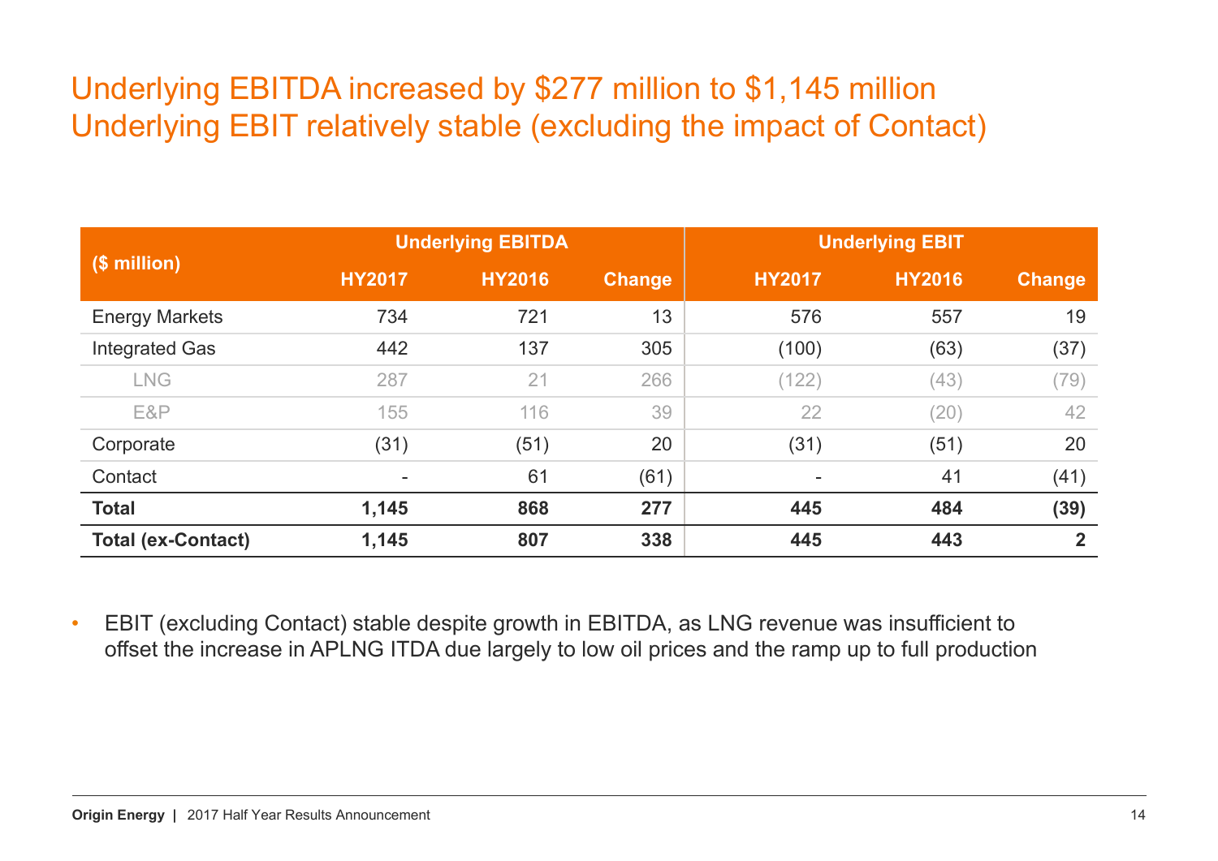# Underlying EBITDA increased by $277 million to $1,145 million
# Underlying EBIT relatively stable (excluding the impact of Contact)

| ($ million) | Underlying EBITDA | | | Underlying EBIT | | |
|---|---|---|---|---|---|---|
| | HY2017 | HY2016 | Change | HY2017 | HY2016 | Change |
| Energy Markets | 734 | 721 | 13 | 576 | 557 | 19 |
| Integrated Gas | 442 | 137 | 305 | (100) | (63) | (37) |
| LNG | 287 | 21 | 266 | (122) | (43) | (79) |
| E&P | 155 | 116 | 39 | 22 | (20) | 42 |
| Corporate | (31) | (51) | 20 | (31) | (51) | 20 |
| Contact | - | 61 | (61) | - | 41 | (41) |
| **Total** | **1,145** | **868** | **277** | **445** | **484** | **(39)** |
| **Total (ex-Contact)** | **1,145** | **807** | **338** | **445** | **443** | **2** |

- EBIT (excluding Contact) stable despite growth in EBITDA, as LNG revenue was insufficient to offset the increase in APLNG ITDA due largely to low oil prices and the ramp up to full production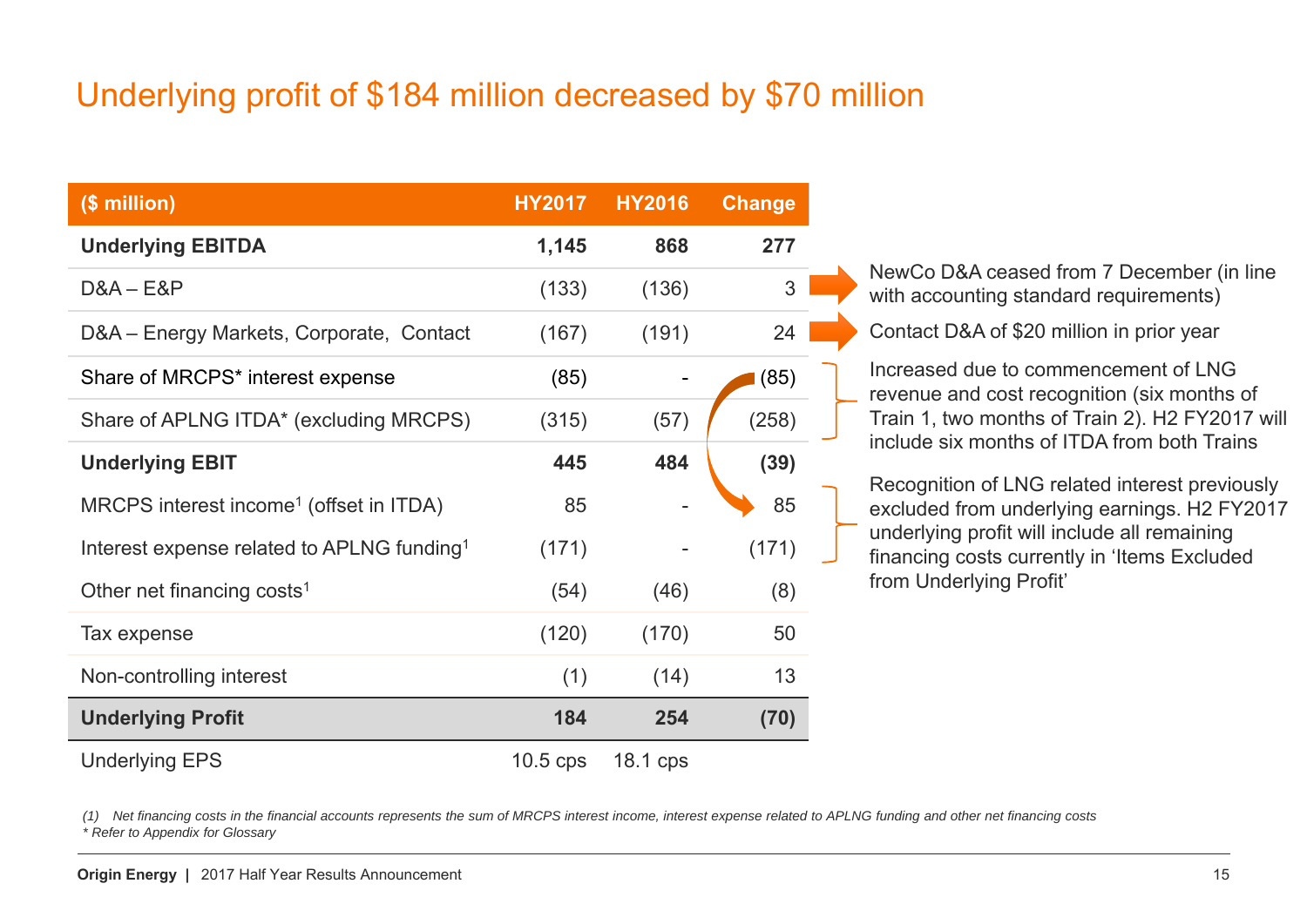# Underlying profit of $184 million decreased by $70 million

| ($ million) | HY2017 | HY2016 | Change |
|---|---|---|---|
| **Underlying EBITDA** | **1,145** | **868** | **277** |
| D&A – E&P | (133) | (136) | 3 |
| D&A – Energy Markets, Corporate, Contact | (167) | (191) | 24 |
| Share of MRCPS* interest expense | (85) | - | (85) |
| Share of APLNG ITDA* (excluding MRCPS) | (315) | (57) | (258) |
| **Underlying EBIT** | **445** | **484** | **(39)** |
| MRCPS interest income[1] (offset in ITDA) | 85 | - | 85 |
| Interest expense related to APLNG funding[1] | (171) | - | (171) |
| Other net financing costs[1] | (54) | (46) | (8) |
| Tax expense | (120) | (170) | 50 |
| Non-controlling interest | (1) | (14) | 13 |
| **Underlying Profit** | **184** | **254** | **(70)** |
| Underlying EPS | 10.5 cps | 18.1 cps | |

- NewCo D&A ceased from 7 December (in line with accounting standard requirements)
- Contact D&A of $20 million in prior year
- Increased due to commencement of LNG revenue and cost recognition (six months of Train 1, two months of Train 2). H2 FY2017 will include six months of ITDA from both Trains
- Recognition of LNG related interest previously excluded from underlying earnings. H2 FY2017 underlying profit will include all remaining financing costs currently in 'Items Excluded from Underlying Profit'

*(1) Net financing costs in the financial accounts represents the sum of MRCPS interest income, interest expense related to APLNG funding and other net financing costs*

*\* Refer to Appendix for Glossary*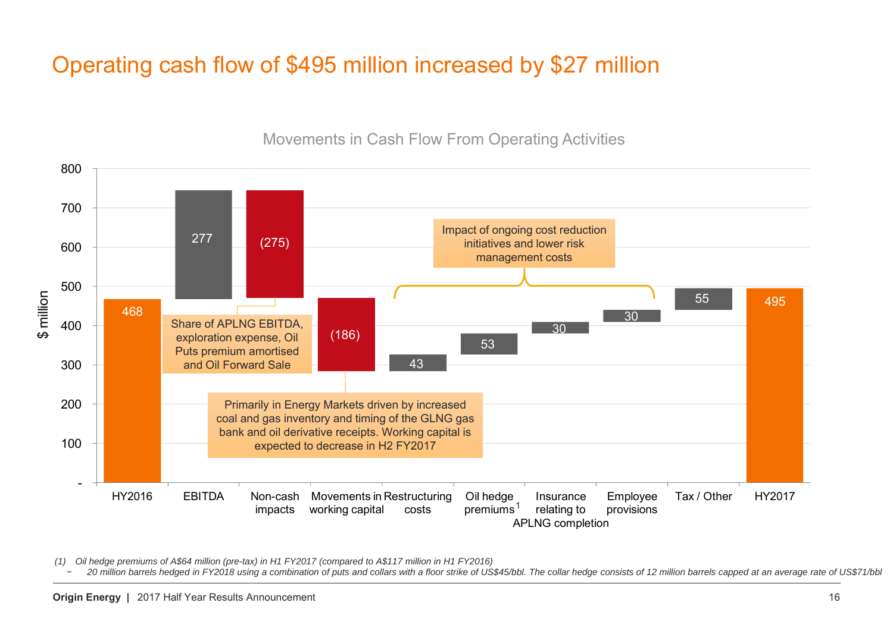# Operating cash flow of $495 million increased by $27 million

**Movements in Cash Flow From Operating Activities**

| Item | $ million |
|---|---|
| HY2016 | 468 |
| EBITDA | 277 |
| Non-cash impacts | (275) |
| Movements in working capital | (186) |
| Restructuring costs | 43 |
| Oil hedge premiums[1] | 53 |
| Insurance relating to APLNG completion | 30 |
| Employee provisions | 30 |
| Tax / Other | 55 |
| HY2017 | 495 |

- Non-cash impacts: Share of APLNG EBITDA, exploration expense, Oil Puts premium amortised and Oil Forward Sale
- Movements in working capital: Primarily in Energy Markets driven by increased coal and gas inventory and timing of the GLNG gas bank and oil derivative receipts. Working capital is expected to decrease in H2 FY2017
- Restructuring costs, Oil hedge premiums, Insurance relating to APLNG completion, Employee provisions: Impact of ongoing cost reduction initiatives and lower risk management costs

*(1) Oil hedge premiums of A$64 million (pre-tax) in H1 FY2017 (compared to A$117 million in H1 FY2016)*

*– 20 million barrels hedged in FY2018 using a combination of puts and collars with a floor strike of US$45/bbl. The collar hedge consists of 12 million barrels capped at an average rate of US$71/bbl*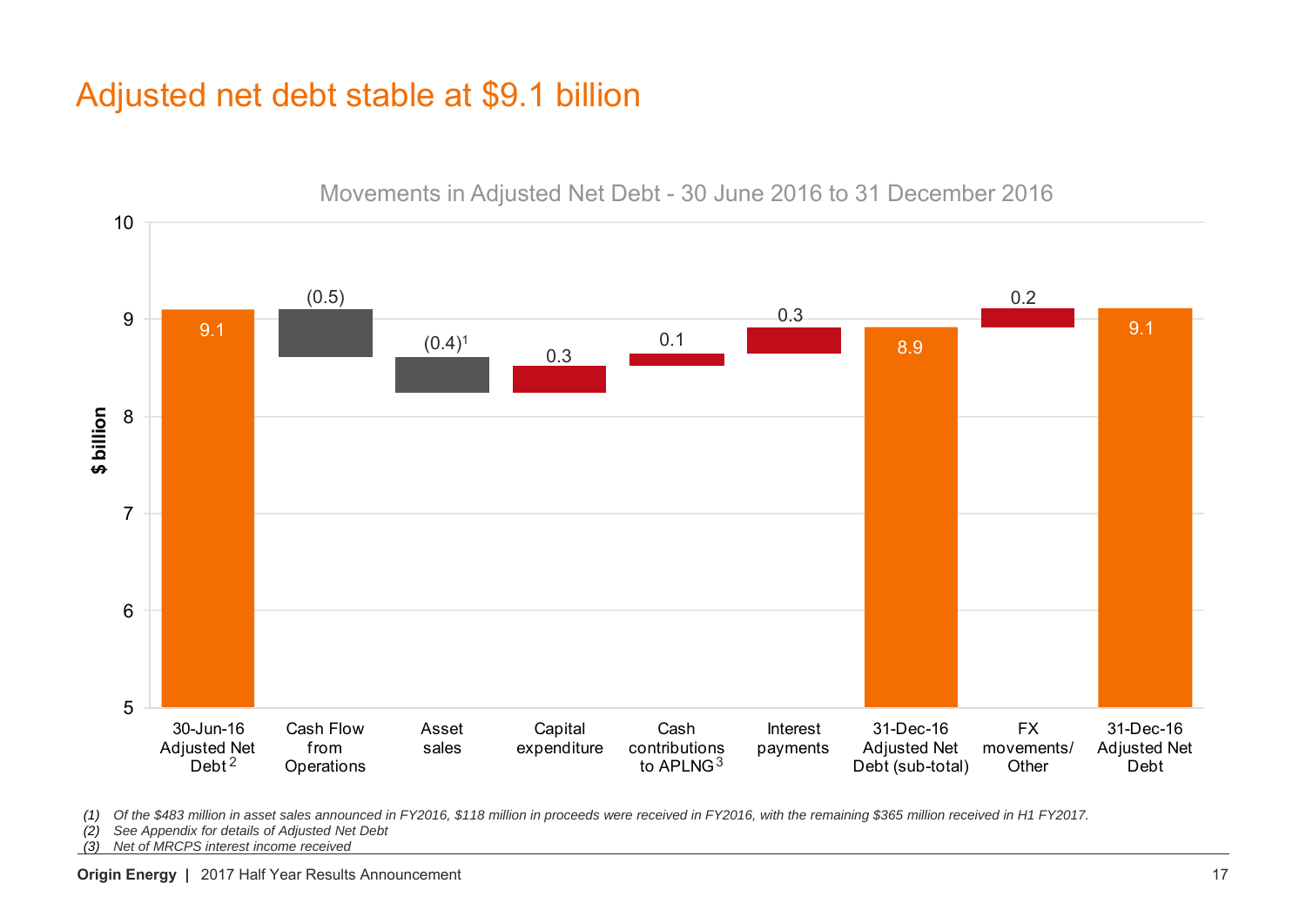# Adjusted net debt stable at $9.1 billion

**Movements in Adjusted Net Debt - 30 June 2016 to 31 December 2016**

| Item | $ billion |
|---|---|
| 30-Jun-16 Adjusted Net Debt[2] | 9.1 |
| Cash Flow from Operations | (0.5) |
| Asset sales | (0.4)[1] |
| Capital expenditure | 0.3 |
| Cash contributions to APLNG[3] | 0.1 |
| Interest payments | 0.3 |
| 31-Dec-16 Adjusted Net Debt (sub-total) | 8.9 |
| FX movements/ Other | 0.2 |
| 31-Dec-16 Adjusted Net Debt | 9.1 |

*(1) Of the $483 million in asset sales announced in FY2016, $118 million in proceeds were received in FY2016, with the remaining $365 million received in H1 FY2017.*

*(2) See Appendix for details of Adjusted Net Debt*

*(3) Net of MRCPS interest income received*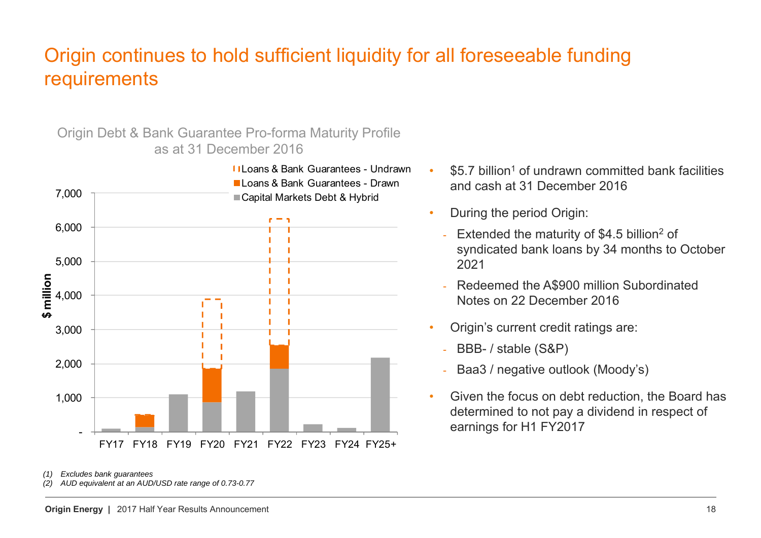# Origin continues to hold sufficient liquidity for all foreseeable funding requirements

Origin Debt & Bank Guarantee Pro-forma Maturity Profile as at 31 December 2016

- $5.7 billion[1] of undrawn committed bank facilities and cash at 31 December 2016
- During the period Origin:
  - Extended the maturity of $4.5 billion[2] of syndicated bank loans by 34 months to October 2021
  - Redeemed the A$900 million Subordinated Notes on 22 December 2016
- Origin's current credit ratings are:
  - BBB- / stable (S&P)
  - Baa3 / negative outlook (Moody's)
- Given the focus on debt reduction, the Board has determined to not pay a dividend in respect of earnings for H1 FY2017

*(1) Excludes bank guarantees*

*(2) AUD equivalent at an AUD/USD rate range of 0.73-0.77*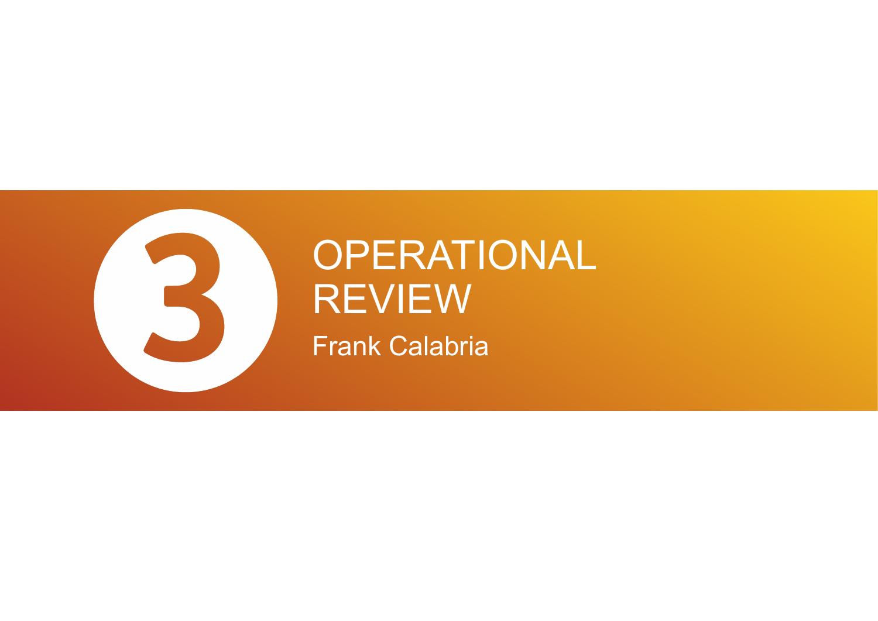# 3 OPERATIONAL REVIEW

Frank Calabria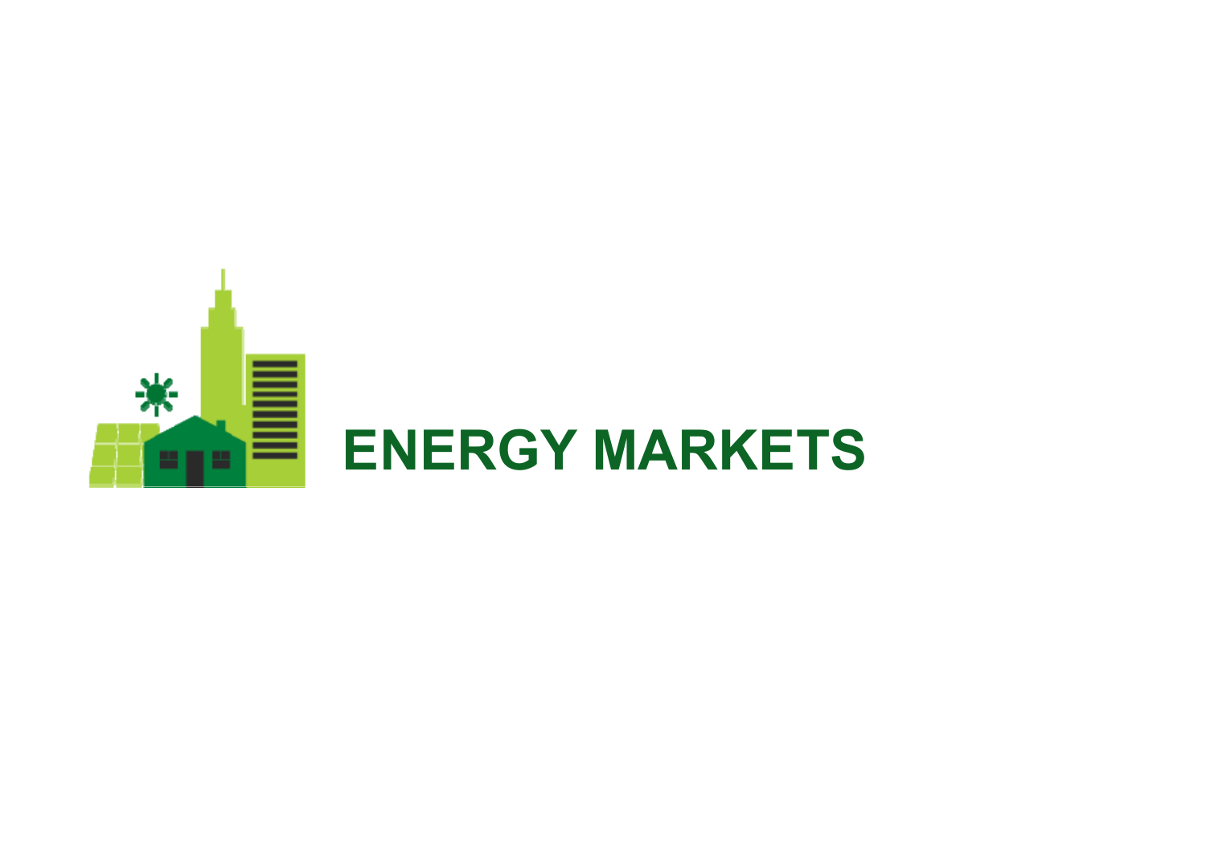# ENERGY MARKETS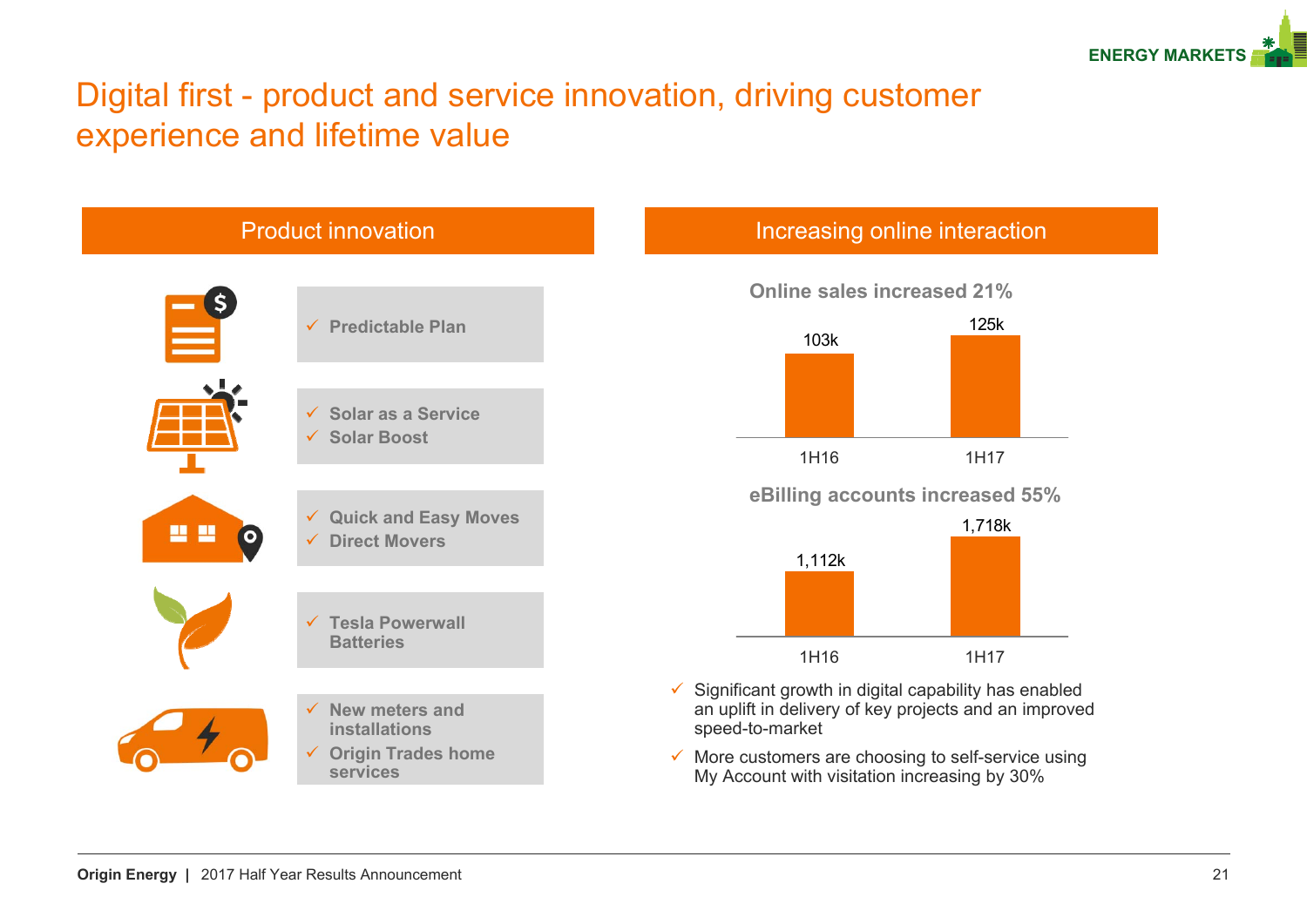# Digital first - product and service innovation, driving customer experience and lifetime value

## Product innovation

- ✓ Predictable Plan
- ✓ Solar as a Service
- ✓ Solar Boost
- ✓ Quick and Easy Moves
- ✓ Direct Movers
- ✓ Tesla Powerwall Batteries
- ✓ New meters and installations
- ✓ Origin Trades home services

## Increasing online interaction

**Online sales increased 21%**

| | 1H16 | 1H17 |
|---|---|---|
| Online sales | 103k | 125k |

**eBilling accounts increased 55%**

| | 1H16 | 1H17 |
|---|---|---|
| eBilling accounts | 1,112k | 1,718k |

- ✓ Significant growth in digital capability has enabled an uplift in delivery of key projects and an improved speed-to-market
- ✓ More customers are choosing to self-service using My Account with visitation increasing by 30%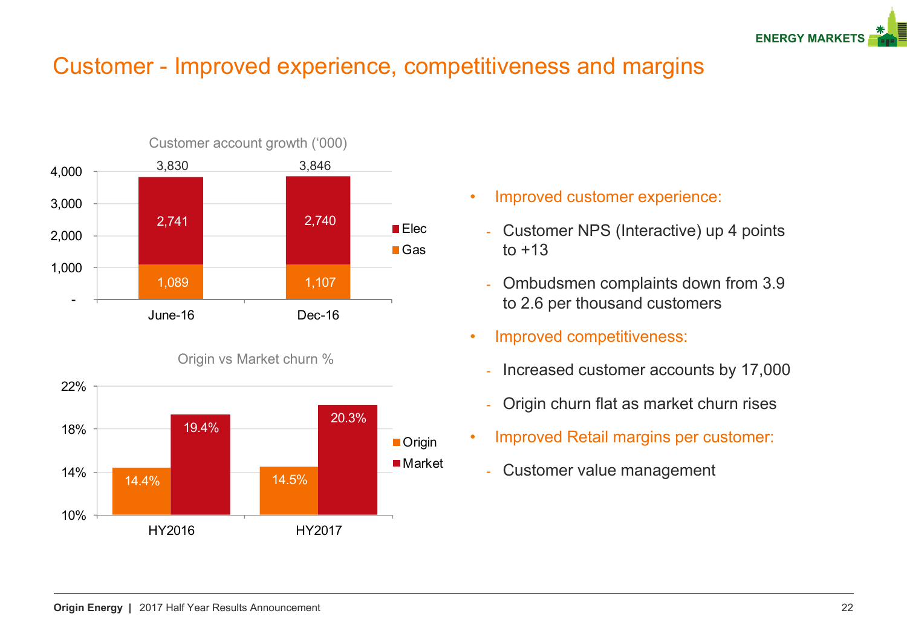# Customer - Improved experience, competitiveness and margins

**Customer account growth ('000)**

| | June-16 | Dec-16 |
|---|---|---|
| Elec | 2,741 | 2,740 |
| Gas | 1,089 | 1,107 |
| Total | 3,830 | 3,846 |

**Origin vs Market churn %**

| | HY2016 | HY2017 |
|---|---|---|
| Origin | 14.4% | 14.5% |
| Market | 19.4% | 20.3% |

- Improved customer experience:
  - Customer NPS (Interactive) up 4 points to +13
  - Ombudsmen complaints down from 3.9 to 2.6 per thousand customers
- Improved competitiveness:
  - Increased customer accounts by 17,000
  - Origin churn flat as market churn rises
- Improved Retail margins per customer:
  - Customer value management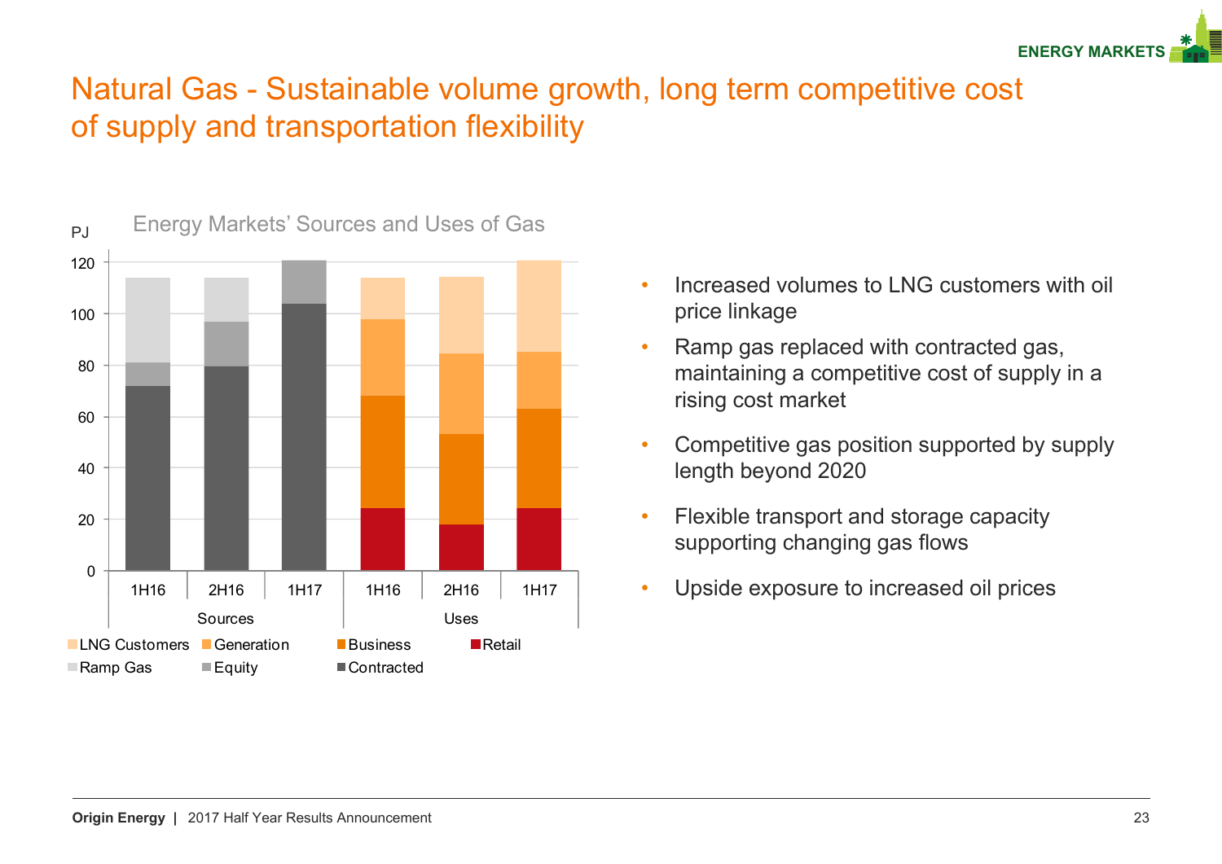# Natural Gas - Sustainable volume growth, long term competitive cost of supply and transportation flexibility

Energy Markets' Sources and Uses of Gas

PJ

- Increased volumes to LNG customers with oil price linkage
- Ramp gas replaced with contracted gas, maintaining a competitive cost of supply in a rising cost market
- Competitive gas position supported by supply length beyond 2020
- Flexible transport and storage capacity supporting changing gas flows
- Upside exposure to increased oil prices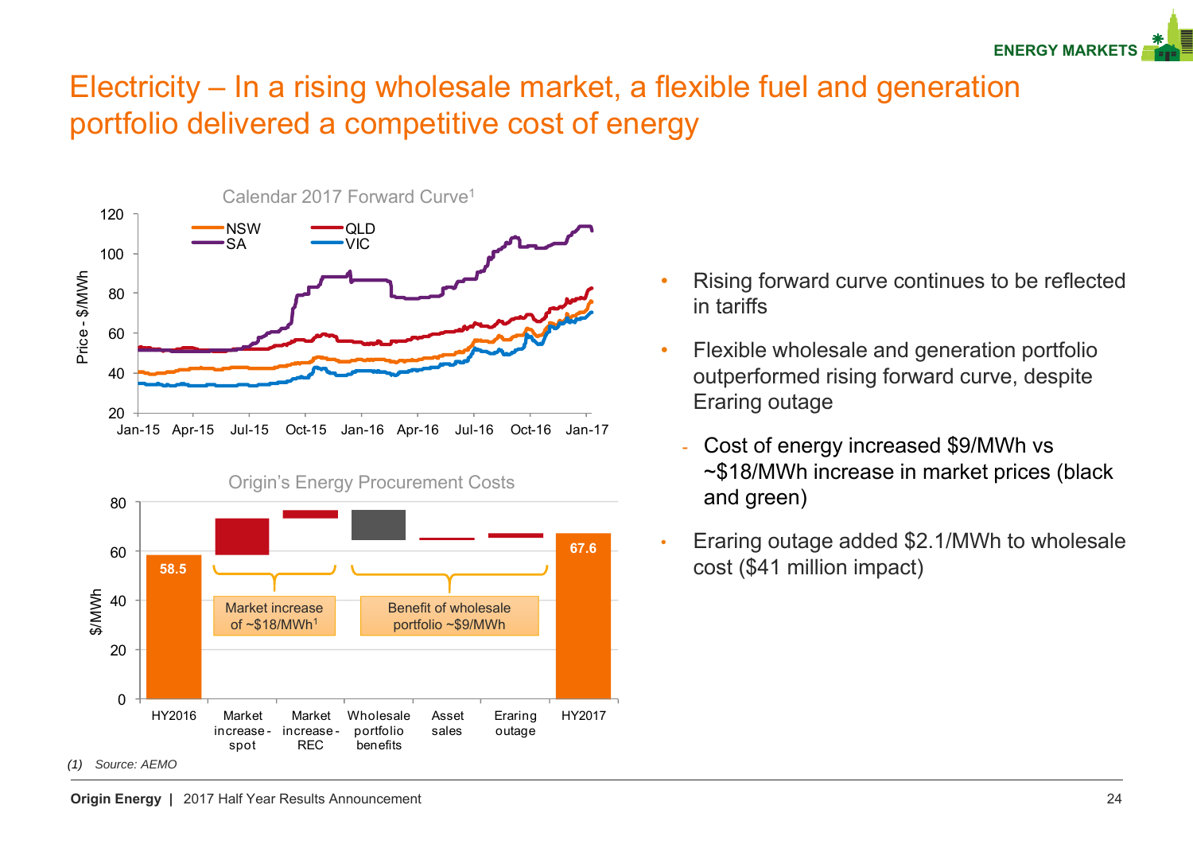# Electricity – In a rising wholesale market, a flexible fuel and generation portfolio delivered a competitive cost of energy

**Calendar 2017 Forward Curve[1]**

**Origin's Energy Procurement Costs**

| | $/MWh |
|---|---|
| HY2016 | 58.5 |
| Market increase - spot | |
| Market increase - REC | |
| Wholesale portfolio benefits | |
| Asset sales | |
| Eraring outage | |
| HY2017 | 67.6 |

Market increase of ~$18/MWh[1]

Benefit of wholesale portfolio ~$9/MWh

- Rising forward curve continues to be reflected in tariffs
- Flexible wholesale and generation portfolio outperformed rising forward curve, despite Eraring outage
  - Cost of energy increased $9/MWh vs ~$18/MWh increase in market prices (black and green)
- Eraring outage added $2.1/MWh to wholesale cost ($41 million impact)

*(1) Source: AEMO*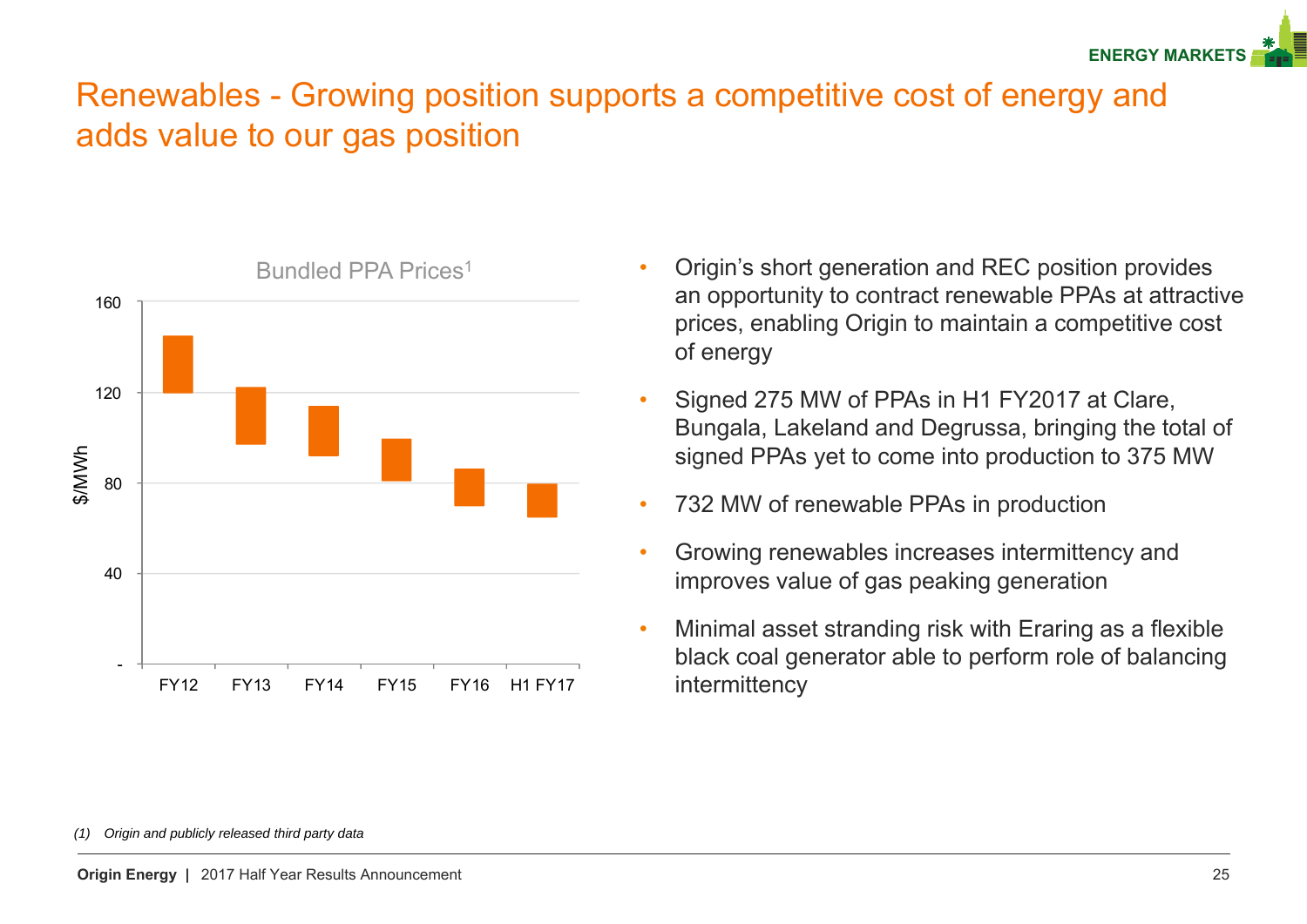# Renewables - Growing position supports a competitive cost of energy and adds value to our gas position

Bundled PPA Prices[1]

- Origin's short generation and REC position provides an opportunity to contract renewable PPAs at attractive prices, enabling Origin to maintain a competitive cost of energy
- Signed 275 MW of PPAs in H1 FY2017 at Clare, Bungala, Lakeland and Degrussa, bringing the total of signed PPAs yet to come into production to 375 MW
- 732 MW of renewable PPAs in production
- Growing renewables increases intermittency and improves value of gas peaking generation
- Minimal asset stranding risk with Eraring as a flexible black coal generator able to perform role of balancing intermittency

*(1) Origin and publicly released third party data*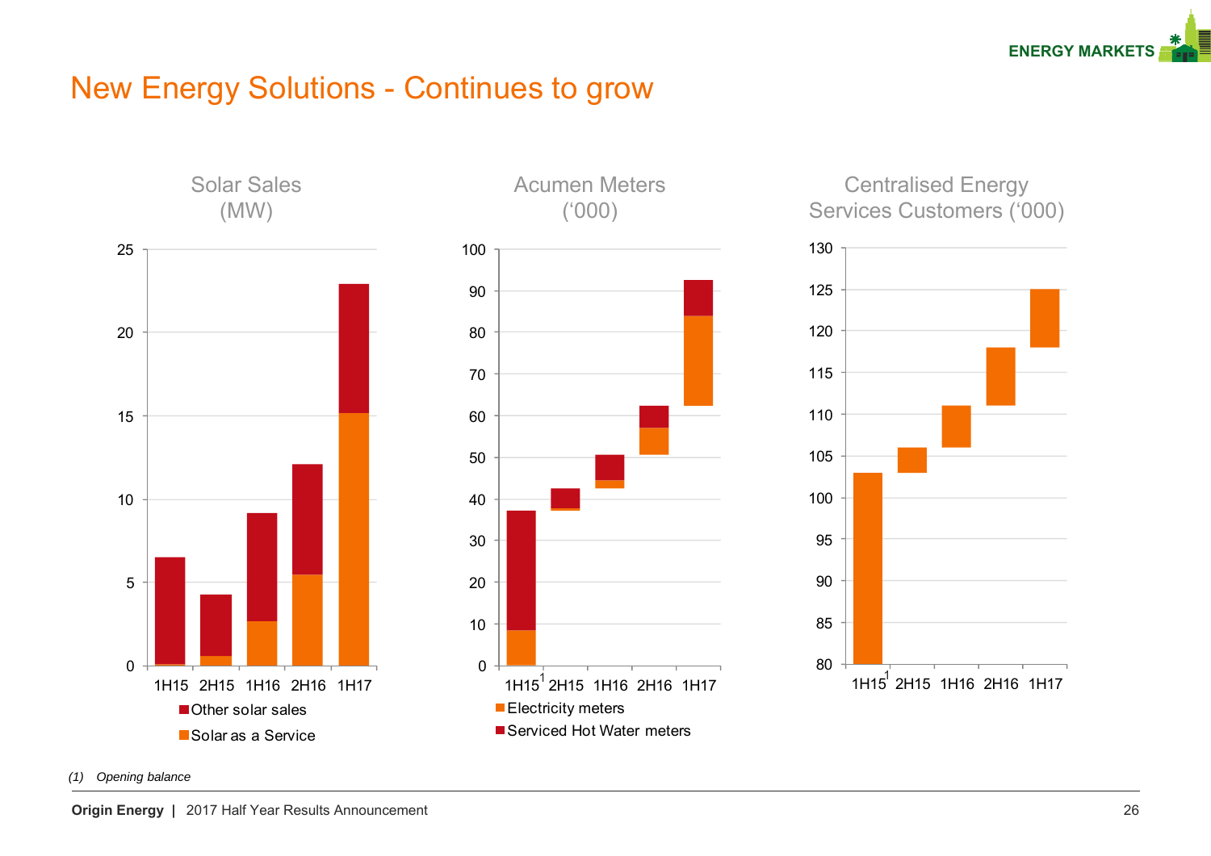ENERGY MARKETS

# New Energy Solutions - Continues to grow

### Solar Sales (MW)

Legend: Other solar sales; Solar as a Service

Periods: 1H15, 2H15, 1H16, 2H16, 1H17

### Acumen Meters ('000)

Legend: Electricity meters; Serviced Hot Water meters

Periods: 1H15[1], 2H15, 1H16, 2H16, 1H17

### Centralised Energy Services Customers ('000)

Periods: 1H15[1], 2H15, 1H16, 2H16, 1H17

*(1) Opening balance*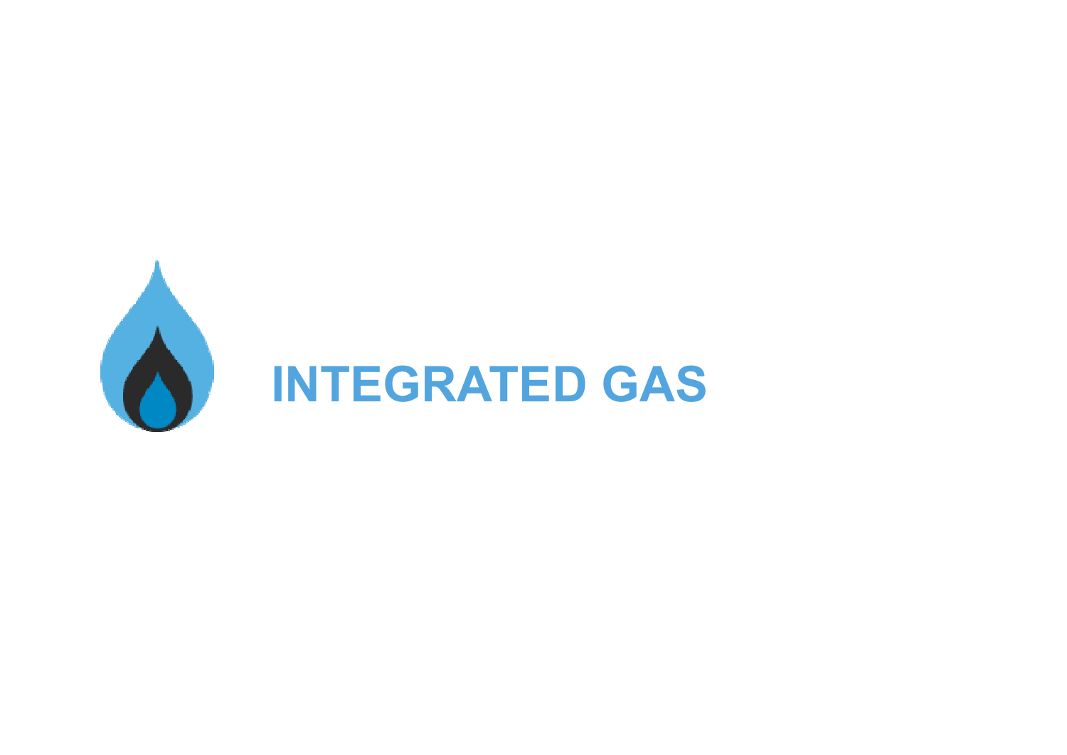# INTEGRATED GAS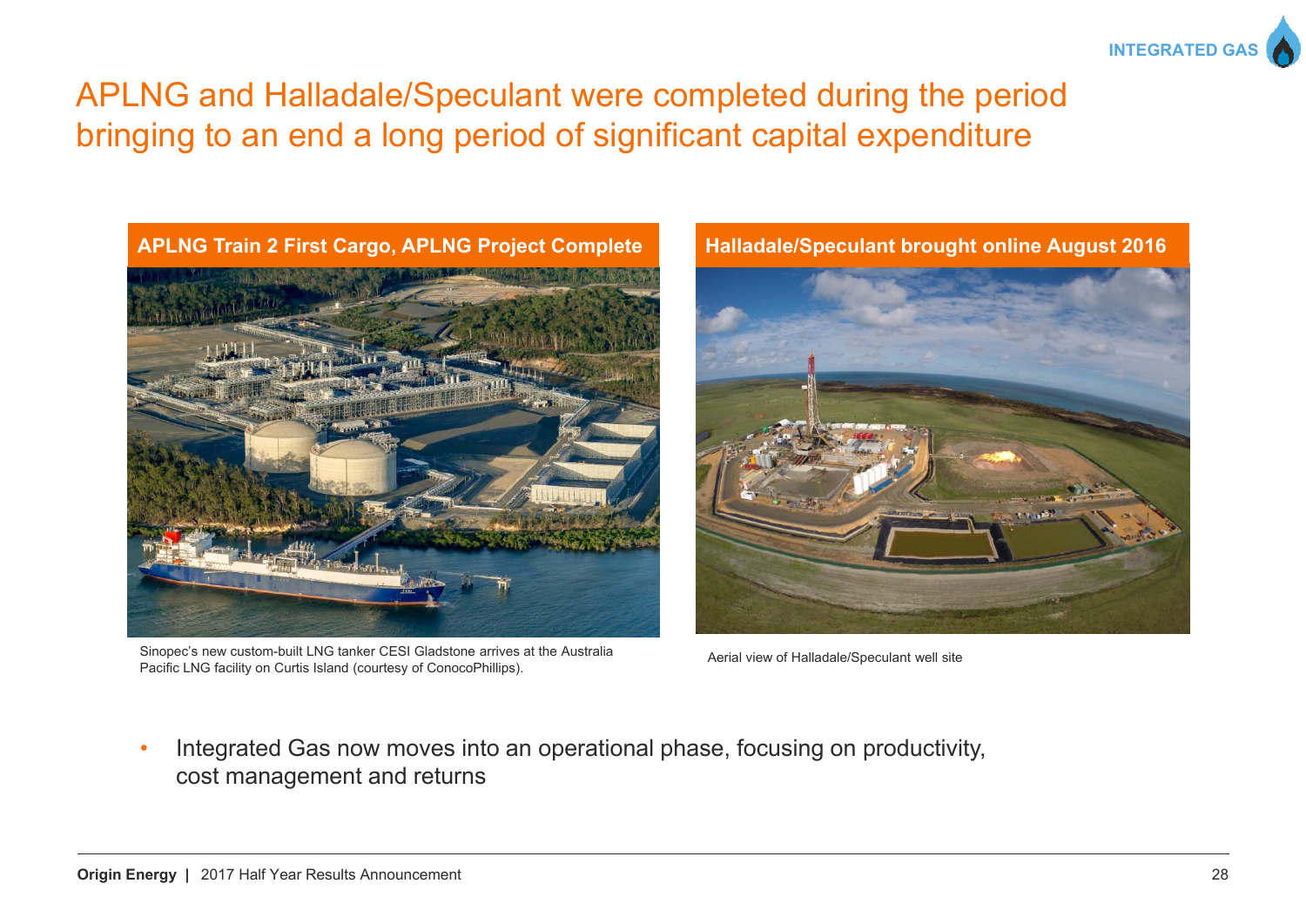# APLNG and Halladale/Speculant were completed during the period bringing to an end a long period of significant capital expenditure

**APLNG Train 2 First Cargo, APLNG Project Complete**

Sinopec's new custom-built LNG tanker CESI Gladstone arrives at the Australia Pacific LNG facility on Curtis Island (courtesy of ConocoPhillips).

**Halladale/Speculant brought online August 2016**

Aerial view of Halladale/Speculant well site

- Integrated Gas now moves into an operational phase, focusing on productivity, cost management and returns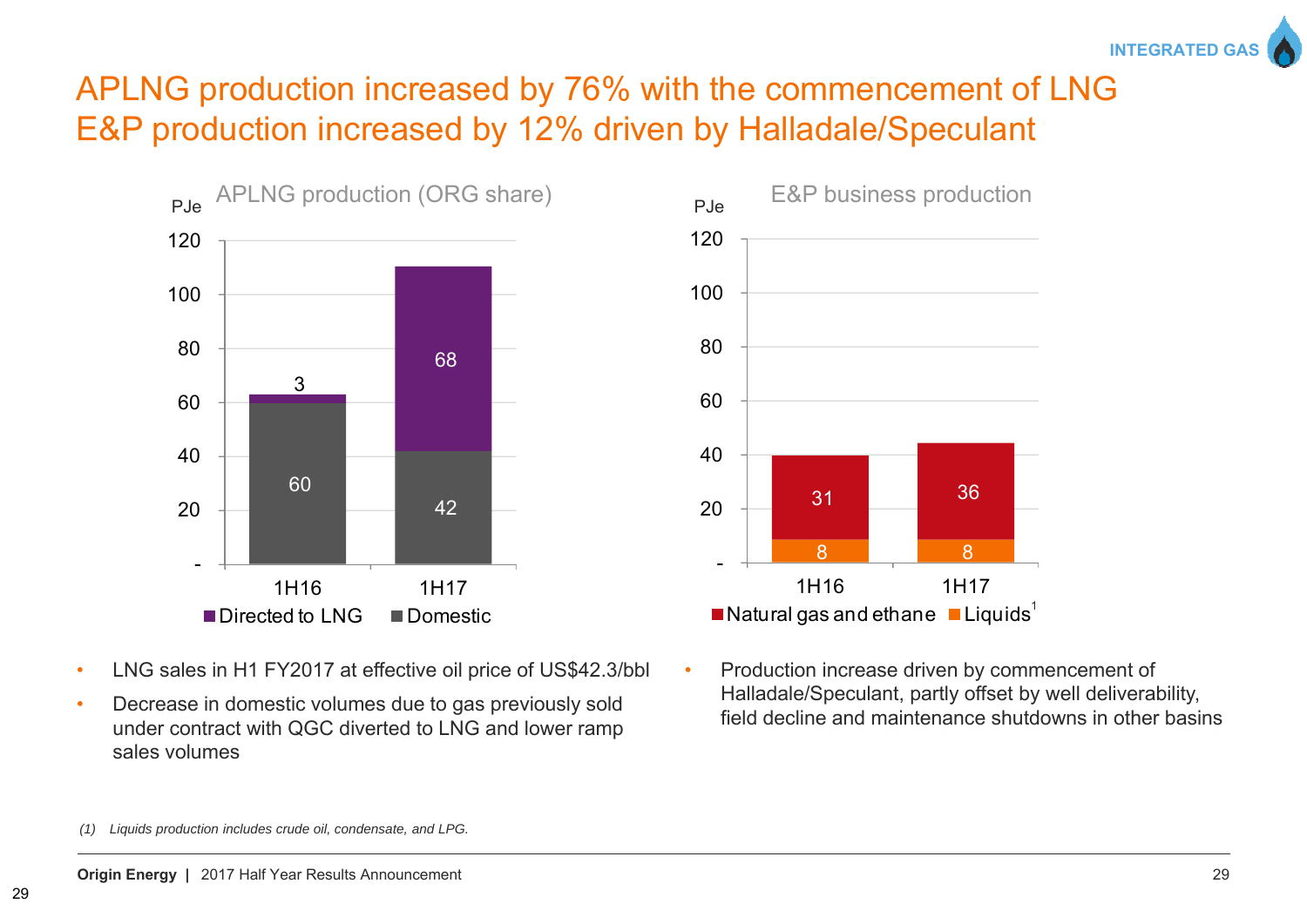INTEGRATED GAS

# APLNG production increased by 76% with the commencement of LNG E&P production increased by 12% driven by Halladale/Speculant

**APLNG production (ORG share)**

PJe

| | 1H16 | 1H17 |
|---|---|---|
| Directed to LNG | 3 | 68 |
| Domestic | 60 | 42 |

- LNG sales in H1 FY2017 at effective oil price of US$42.3/bbl
- Decrease in domestic volumes due to gas previously sold under contract with QGC diverted to LNG and lower ramp sales volumes

**E&P business production**

PJe

| | 1H16 | 1H17 |
|---|---|---|
| Natural gas and ethane | 31 | 36 |
| Liquids[1] | 8 | 8 |

- Production increase driven by commencement of Halladale/Speculant, partly offset by well deliverability, field decline and maintenance shutdowns in other basins

*(1) Liquids production includes crude oil, condensate, and LPG.*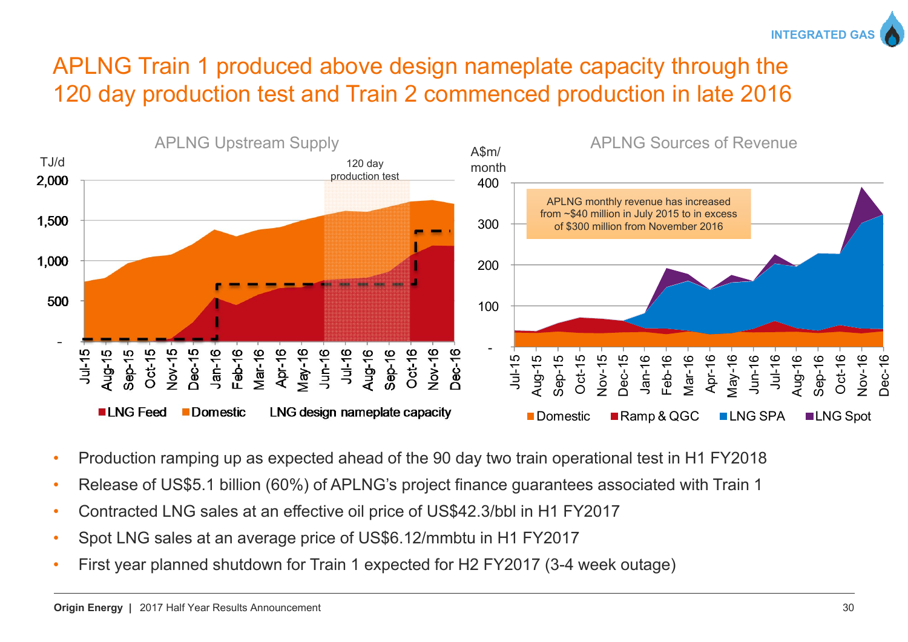# APLNG Train 1 produced above design nameplate capacity through the 120 day production test and Train 2 commenced production in late 2016

**APLNG Upstream Supply**

TJ/d

120 day production test

LNG Feed | Domestic | LNG design nameplate capacity

**APLNG Sources of Revenue**

A$m/month

APLNG monthly revenue has increased from ~$40 million in July 2015 to in excess of $300 million from November 2016

Domestic | Ramp & QGC | LNG SPA | LNG Spot

- Production ramping up as expected ahead of the 90 day two train operational test in H1 FY2018
- Release of US$5.1 billion (60%) of APLNG's project finance guarantees associated with Train 1
- Contracted LNG sales at an effective oil price of US$42.3/bbl in H1 FY2017
- Spot LNG sales at an average price of US$6.12/mmbtu in H1 FY2017
- First year planned shutdown for Train 1 expected for H2 FY2017 (3-4 week outage)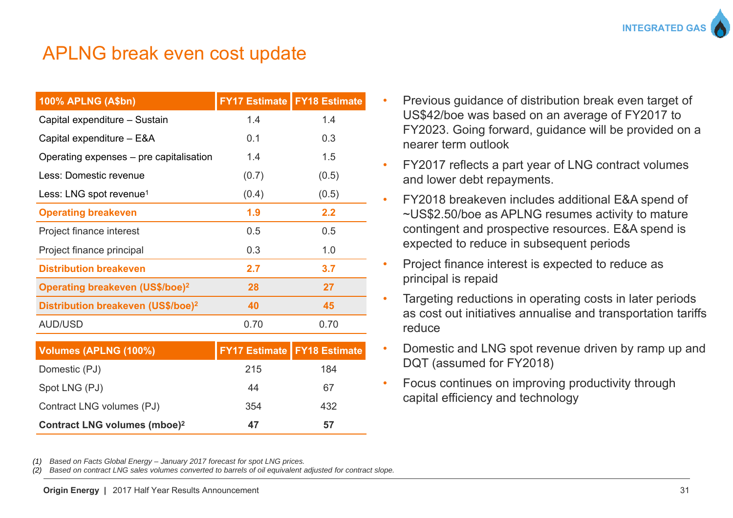# APLNG break even cost update

| 100% APLNG (A$bn) | FY17 Estimate | FY18 Estimate |
|---|---|---|
| Capital expenditure – Sustain | 1.4 | 1.4 |
| Capital expenditure – E&A | 0.1 | 0.3 |
| Operating expenses – pre capitalisation | 1.4 | 1.5 |
| Less: Domestic revenue | (0.7) | (0.5) |
| Less: LNG spot revenue[1] | (0.4) | (0.5) |
| **Operating breakeven** | **1.9** | **2.2** |
| Project finance interest | 0.5 | 0.5 |
| Project finance principal | 0.3 | 1.0 |
| **Distribution breakeven** | **2.7** | **3.7** |
| **Operating breakeven (US$/boe)[2]** | **28** | **27** |
| **Distribution breakeven (US$/boe)[2]** | **40** | **45** |
| AUD/USD | 0.70 | 0.70 |

| Volumes (APLNG (100%) | FY17 Estimate | FY18 Estimate |
|---|---|---|
| Domestic (PJ) | 215 | 184 |
| Spot LNG (PJ) | 44 | 67 |
| Contract LNG volumes (PJ) | 354 | 432 |
| **Contract LNG volumes (mboe)[2]** | **47** | **57** |

- Previous guidance of distribution break even target of US$42/boe was based on an average of FY2017 to FY2023. Going forward, guidance will be provided on a nearer term outlook
- FY2017 reflects a part year of LNG contract volumes and lower debt repayments.
- FY2018 breakeven includes additional E&A spend of ~US$2.50/boe as APLNG resumes activity to mature contingent and prospective resources. E&A spend is expected to reduce in subsequent periods
- Project finance interest is expected to reduce as principal is repaid
- Targeting reductions in operating costs in later periods as cost out initiatives annualise and transportation tariffs reduce
- Domestic and LNG spot revenue driven by ramp up and DQT (assumed for FY2018)
- Focus continues on improving productivity through capital efficiency and technology

*(1) Based on Facts Global Energy – January 2017 forecast for spot LNG prices.*
*(2) Based on contract LNG sales volumes converted to barrels of oil equivalent adjusted for contract slope.*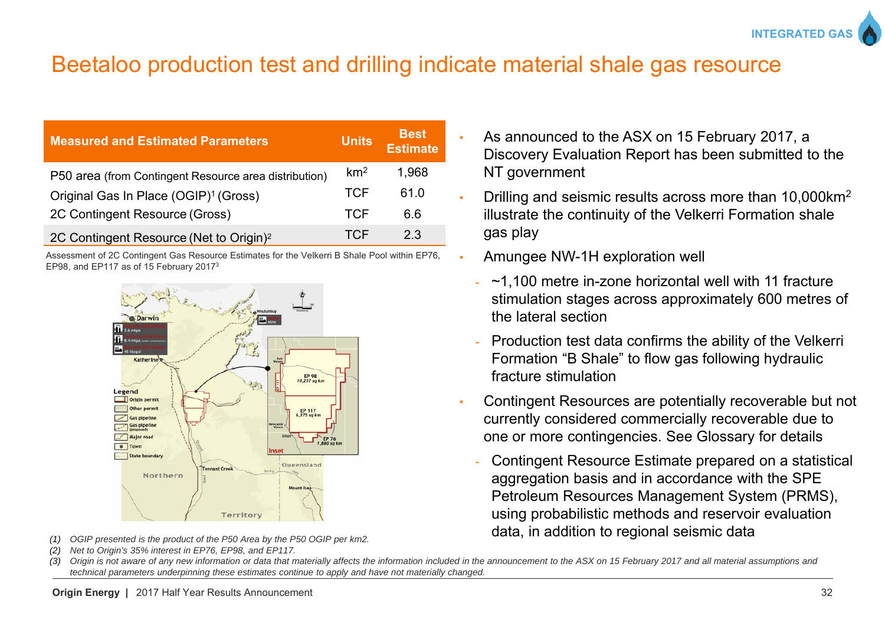# Beetaloo production test and drilling indicate material shale gas resource

| Measured and Estimated Parameters | Units | Best Estimate |
|---|---|---|
| P50 area (from Contingent Resource area distribution) | $km^2$ | 1,968 |
| Original Gas In Place (OGIP)[1] (Gross) | TCF | 61.0 |
| 2C Contingent Resource (Gross) | TCF | 6.6 |
| 2C Contingent Resource (Net to Origin)[2] | TCF | 2.3 |

Assessment of 2C Contingent Gas Resource Estimates for the Velkerri B Shale Pool within EP76, EP98, and EP117 as of 15 February 2017[3]

- As announced to the ASX on 15 February 2017, a Discovery Evaluation Report has been submitted to the NT government
- Drilling and seismic results across more than 10,000km$^2$ illustrate the continuity of the Velkerri Formation shale gas play
- Amungee NW-1H exploration well
  - ~1,100 metre in-zone horizontal well with 11 fracture stimulation stages across approximately 600 metres of the lateral section
  - Production test data confirms the ability of the Velkerri Formation "B Shale" to flow gas following hydraulic fracture stimulation
- Contingent Resources are potentially recoverable but not currently considered commercially recoverable due to one or more contingencies. See Glossary for details
  - Contingent Resource Estimate prepared on a statistical aggregation basis and in accordance with the SPE Petroleum Resources Management System (PRMS), using probabilistic methods and reservoir evaluation data, in addition to regional seismic data

*(1) OGIP presented is the product of the P50 Area by the P50 OGIP per km2.*
*(2) Net to Origin's 35% interest in EP76, EP98, and EP117.*
*(3) Origin is not aware of any new information or data that materially affects the information included in the announcement to the ASX on 15 February 2017 and all material assumptions and technical parameters underpinning these estimates continue to apply and have not materially changed.*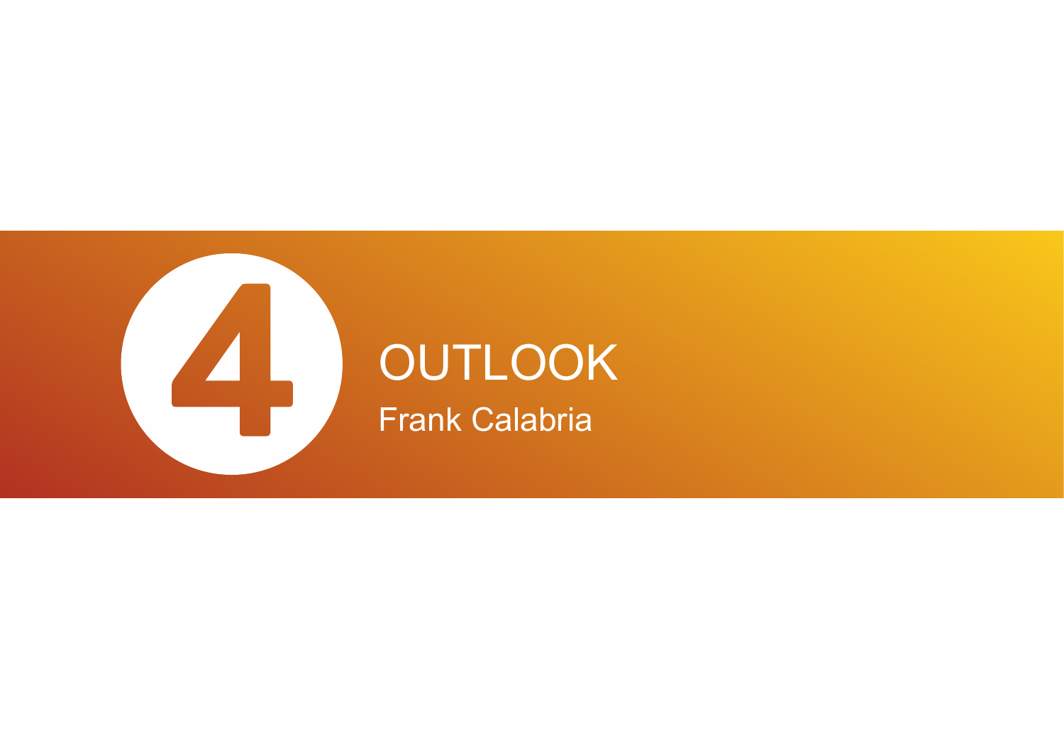# 4 OUTLOOK

Frank Calabria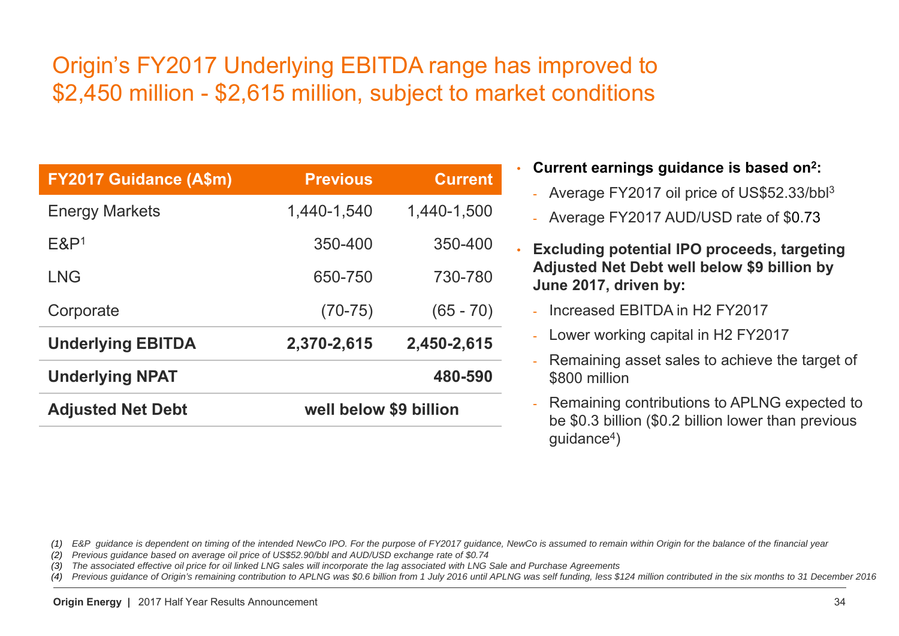# Origin's FY2017 Underlying EBITDA range has improved to $2,450 million - $2,615 million, subject to market conditions

| FY2017 Guidance (A$m) | Previous | Current |
|---|---|---|
| Energy Markets | 1,440-1,540 | 1,440-1,500 |
| E&P[1] | 350-400 | 350-400 |
| LNG | 650-750 | 730-780 |
| Corporate | (70-75) | (65 - 70) |
| **Underlying EBITDA** | **2,370-2,615** | **2,450-2,615** |
| **Underlying NPAT** | | **480-590** |
| **Adjusted Net Debt** | **well below $9 billion** | |

- **Current earnings guidance is based on[2]:**
  - Average FY2017 oil price of US$52.33/bbl[3]
  - Average FY2017 AUD/USD rate of $0.73
- **Excluding potential IPO proceeds, targeting Adjusted Net Debt well below $9 billion by June 2017, driven by:**
  - Increased EBITDA in H2 FY2017
  - Lower working capital in H2 FY2017
  - Remaining asset sales to achieve the target of $800 million
  - Remaining contributions to APLNG expected to be $0.3 billion ($0.2 billion lower than previous guidance[4])

*(1) E&P guidance is dependent on timing of the intended NewCo IPO. For the purpose of FY2017 guidance, NewCo is assumed to remain within Origin for the balance of the financial year*
*(2) Previous guidance based on average oil price of US$52.90/bbl and AUD/USD exchange rate of $0.74*
*(3) The associated effective oil price for oil linked LNG sales will incorporate the lag associated with LNG Sale and Purchase Agreements*
*(4) Previous guidance of Origin's remaining contribution to APLNG was $0.6 billion from 1 July 2016 until APLNG was self funding, less $124 million contributed in the six months to 31 December 2016*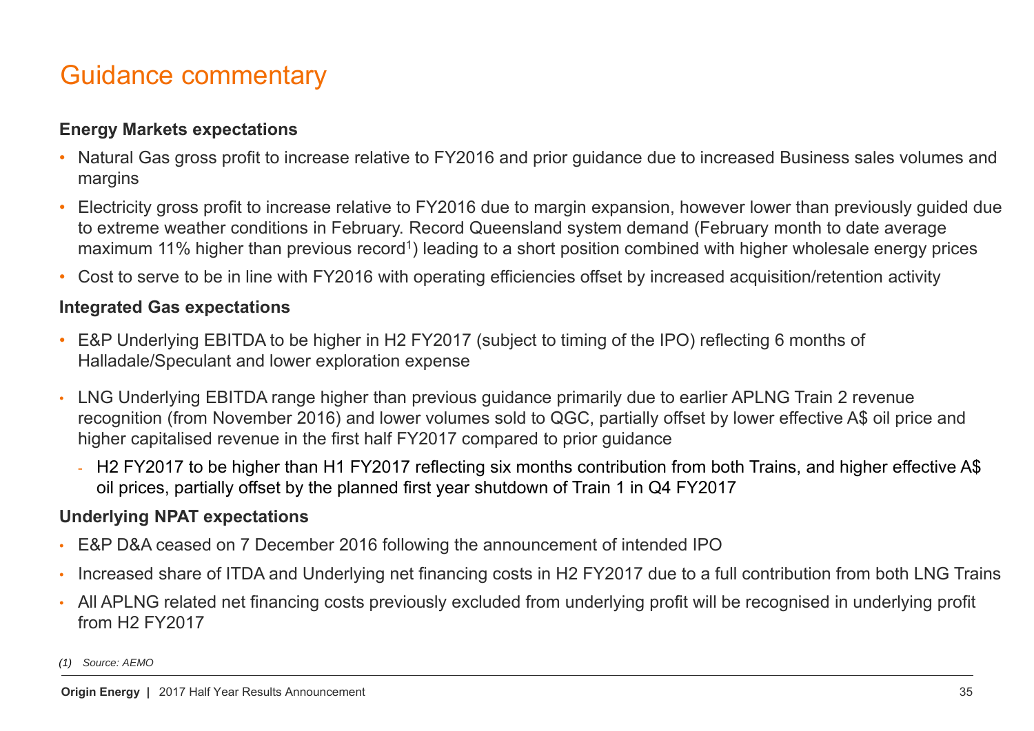# Guidance commentary

**Energy Markets expectations**

- Natural Gas gross profit to increase relative to FY2016 and prior guidance due to increased Business sales volumes and margins
- Electricity gross profit to increase relative to FY2016 due to margin expansion, however lower than previously guided due to extreme weather conditions in February. Record Queensland system demand (February month to date average maximum 11% higher than previous record[1]) leading to a short position combined with higher wholesale energy prices
- Cost to serve to be in line with FY2016 with operating efficiencies offset by increased acquisition/retention activity

**Integrated Gas expectations**

- E&P Underlying EBITDA to be higher in H2 FY2017 (subject to timing of the IPO) reflecting 6 months of Halladale/Speculant and lower exploration expense
- LNG Underlying EBITDA range higher than previous guidance primarily due to earlier APLNG Train 2 revenue recognition (from November 2016) and lower volumes sold to QGC, partially offset by lower effective A$ oil price and higher capitalised revenue in the first half FY2017 compared to prior guidance
  - H2 FY2017 to be higher than H1 FY2017 reflecting six months contribution from both Trains, and higher effective A$ oil prices, partially offset by the planned first year shutdown of Train 1 in Q4 FY2017

**Underlying NPAT expectations**

- E&P D&A ceased on 7 December 2016 following the announcement of intended IPO
- Increased share of ITDA and Underlying net financing costs in H2 FY2017 due to a full contribution from both LNG Trains
- All APLNG related net financing costs previously excluded from underlying profit will be recognised in underlying profit from H2 FY2017

*(1) Source: AEMO*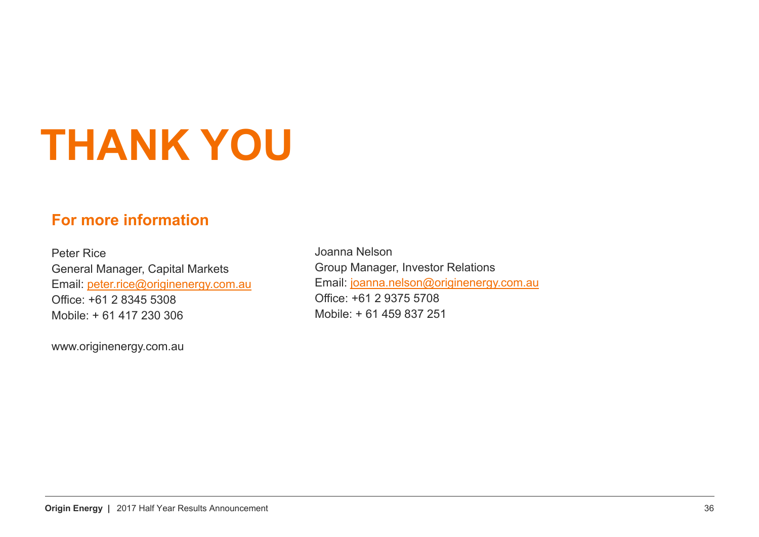# THANK YOU

## For more information

Peter Rice
General Manager, Capital Markets
Email: peter.rice@originenergy.com.au
Office: +61 2 8345 5308
Mobile: + 61 417 230 306

Joanna Nelson
Group Manager, Investor Relations
Email: joanna.nelson@originenergy.com.au
Office: +61 2 9375 5708
Mobile: + 61 459 837 251

www.originenergy.com.au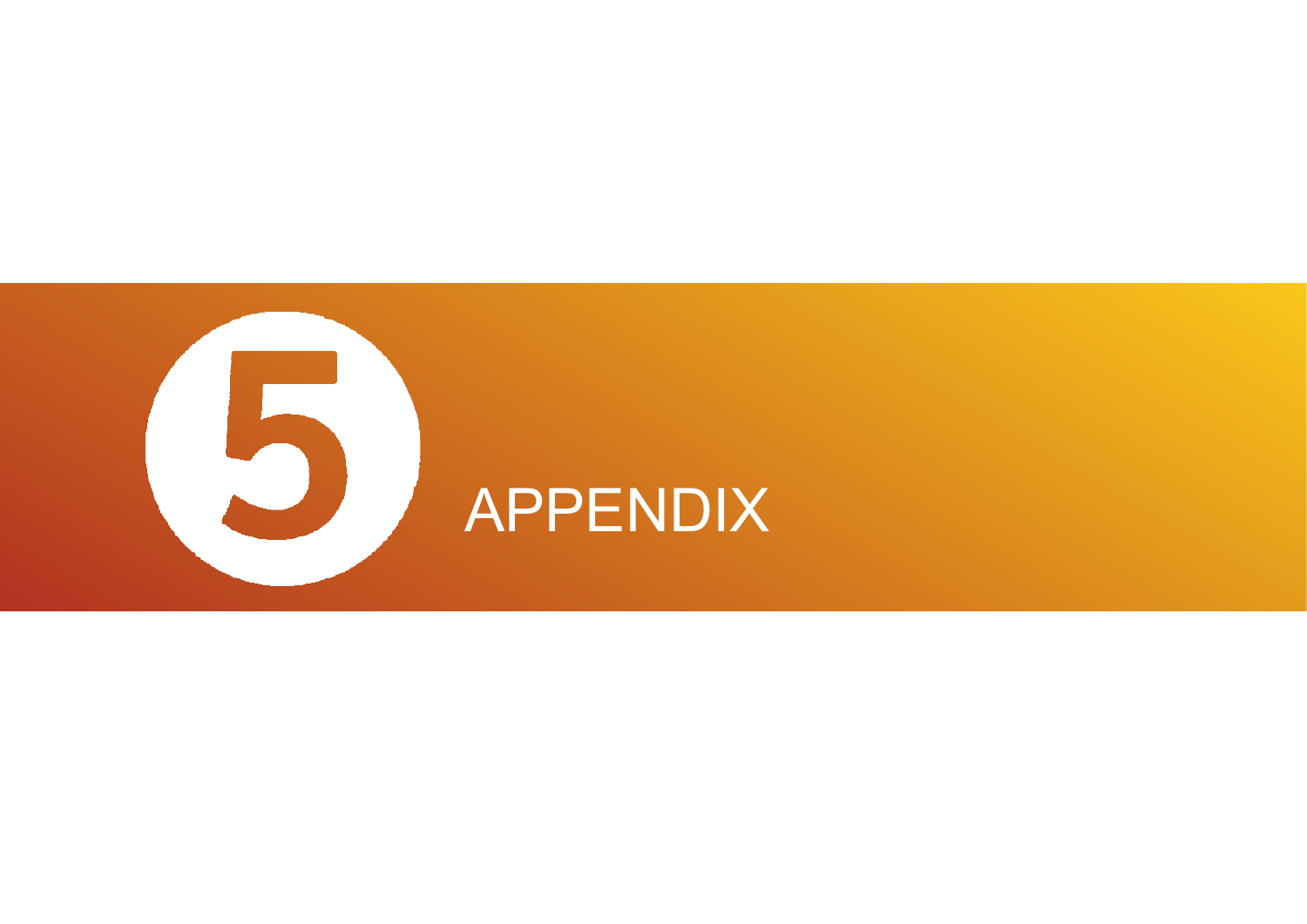# 5 APPENDIX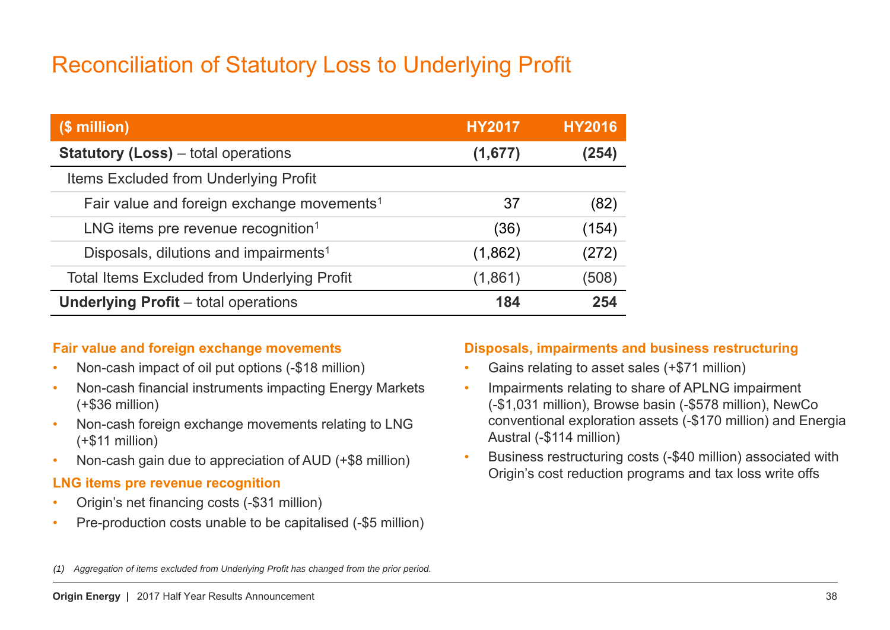# Reconciliation of Statutory Loss to Underlying Profit

| ($ million) | HY2017 | HY2016 |
|---|---|---|
| **Statutory (Loss)** – total operations | **(1,677)** | **(254)** |
| Items Excluded from Underlying Profit | | |
| Fair value and foreign exchange movements[1] | 37 | (82) |
| LNG items pre revenue recognition[1] | (36) | (154) |
| Disposals, dilutions and impairments[1] | (1,862) | (272) |
| Total Items Excluded from Underlying Profit | (1,861) | (508) |
| **Underlying Profit** – total operations | **184** | **254** |

### Fair value and foreign exchange movements

- Non-cash impact of oil put options (-$18 million)
- Non-cash financial instruments impacting Energy Markets (+$36 million)
- Non-cash foreign exchange movements relating to LNG (+$11 million)
- Non-cash gain due to appreciation of AUD (+$8 million)

### LNG items pre revenue recognition

- Origin's net financing costs (-$31 million)
- Pre-production costs unable to be capitalised (-$5 million)

### Disposals, impairments and business restructuring

- Gains relating to asset sales (+$71 million)
- Impairments relating to share of APLNG impairment (-$1,031 million), Browse basin (-$578 million), NewCo conventional exploration assets (-$170 million) and Energia Austral (-$114 million)
- Business restructuring costs (-$40 million) associated with Origin's cost reduction programs and tax loss write offs

*(1) Aggregation of items excluded from Underlying Profit has changed from the prior period.*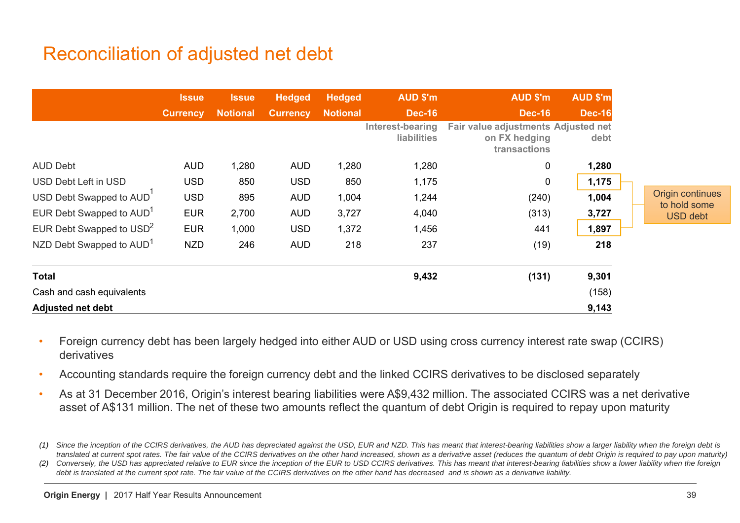# Reconciliation of adjusted net debt

| | Issue Currency | Issue Notional | Hedged Currency | Hedged Notional | AUD $'m Dec-16 Interest-bearing liabilities | AUD $'m Dec-16 Fair value adjustments on FX hedging transactions | AUD $'m Dec-16 Adjusted net debt |
|---|---|---|---|---|---|---|---|
| AUD Debt | AUD | 1,280 | AUD | 1,280 | 1,280 | 0 | **1,280** |
| USD Debt Left in USD | USD | 850 | USD | 850 | 1,175 | 0 | **1,175** |
| USD Debt Swapped to AUD[1] | USD | 895 | AUD | 1,004 | 1,244 | (240) | **1,004** |
| EUR Debt Swapped to AUD[1] | EUR | 2,700 | AUD | 3,727 | 4,040 | (313) | **3,727** |
| EUR Debt Swapped to USD[2] | EUR | 1,000 | USD | 1,372 | 1,456 | 441 | **1,897** |
| NZD Debt Swapped to AUD[1] | NZD | 246 | AUD | 218 | 237 | (19) | **218** |
| **Total** | | | | | **9,432** | **(131)** | **9,301** |
| Cash and cash equivalents | | | | | | | (158) |
| **Adjusted net debt** | | | | | | | **9,143** |

Origin continues to hold some USD debt

- Foreign currency debt has been largely hedged into either AUD or USD using cross currency interest rate swap (CCIRS) derivatives
- Accounting standards require the foreign currency debt and the linked CCIRS derivatives to be disclosed separately
- As at 31 December 2016, Origin's interest bearing liabilities were A$9,432 million. The associated CCIRS was a net derivative asset of A$131 million. The net of these two amounts reflect the quantum of debt Origin is required to repay upon maturity

*(1) Since the inception of the CCIRS derivatives, the AUD has depreciated against the USD, EUR and NZD. This has meant that interest-bearing liabilities show a larger liability when the foreign debt is translated at current spot rates. The fair value of the CCIRS derivatives on the other hand increased, shown as a derivative asset (reduces the quantum of debt Origin is required to pay upon maturity)*

*(2) Conversely, the USD has appreciated relative to EUR since the inception of the EUR to USD CCIRS derivatives. This has meant that interest-bearing liabilities show a lower liability when the foreign debt is translated at the current spot rate. The fair value of the CCIRS derivatives on the other hand has decreased and is shown as a derivative liability.*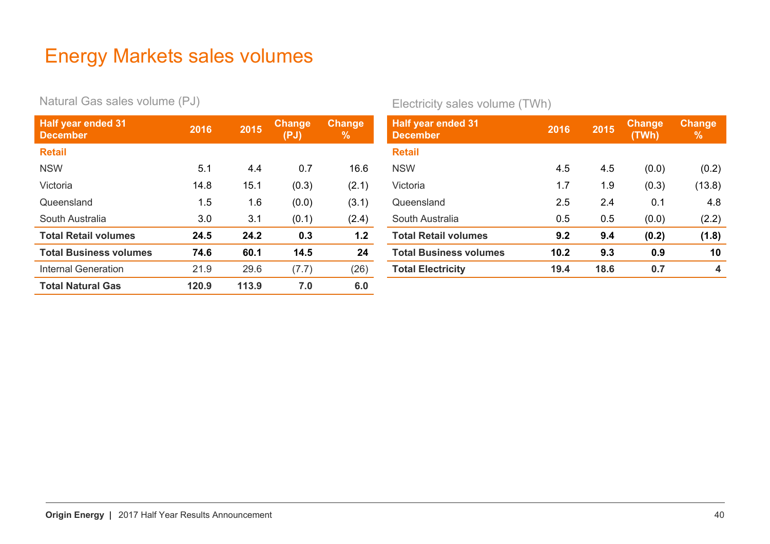# Energy Markets sales volumes

## Natural Gas sales volume (PJ)

| Half year ended 31 December | 2016 | 2015 | Change (PJ) | Change % |
|---|---|---|---|---|
| **Retail** | | | | |
| NSW | 5.1 | 4.4 | 0.7 | 16.6 |
| Victoria | 14.8 | 15.1 | (0.3) | (2.1) |
| Queensland | 1.5 | 1.6 | (0.0) | (3.1) |
| South Australia | 3.0 | 3.1 | (0.1) | (2.4) |
| **Total Retail volumes** | **24.5** | **24.2** | **0.3** | **1.2** |
| **Total Business volumes** | **74.6** | **60.1** | **14.5** | **24** |
| Internal Generation | 21.9 | 29.6 | (7.7) | (26) |
| **Total Natural Gas** | **120.9** | **113.9** | **7.0** | **6.0** |

## Electricity sales volume (TWh)

| Half year ended 31 December | 2016 | 2015 | Change (TWh) | Change % |
|---|---|---|---|---|
| **Retail** | | | | |
| NSW | 4.5 | 4.5 | (0.0) | (0.2) |
| Victoria | 1.7 | 1.9 | (0.3) | (13.8) |
| Queensland | 2.5 | 2.4 | 0.1 | 4.8 |
| South Australia | 0.5 | 0.5 | (0.0) | (2.2) |
| **Total Retail volumes** | **9.2** | **9.4** | **(0.2)** | **(1.8)** |
| **Total Business volumes** | **10.2** | **9.3** | **0.9** | **10** |
| **Total Electricity** | **19.4** | **18.6** | **0.7** | **4** |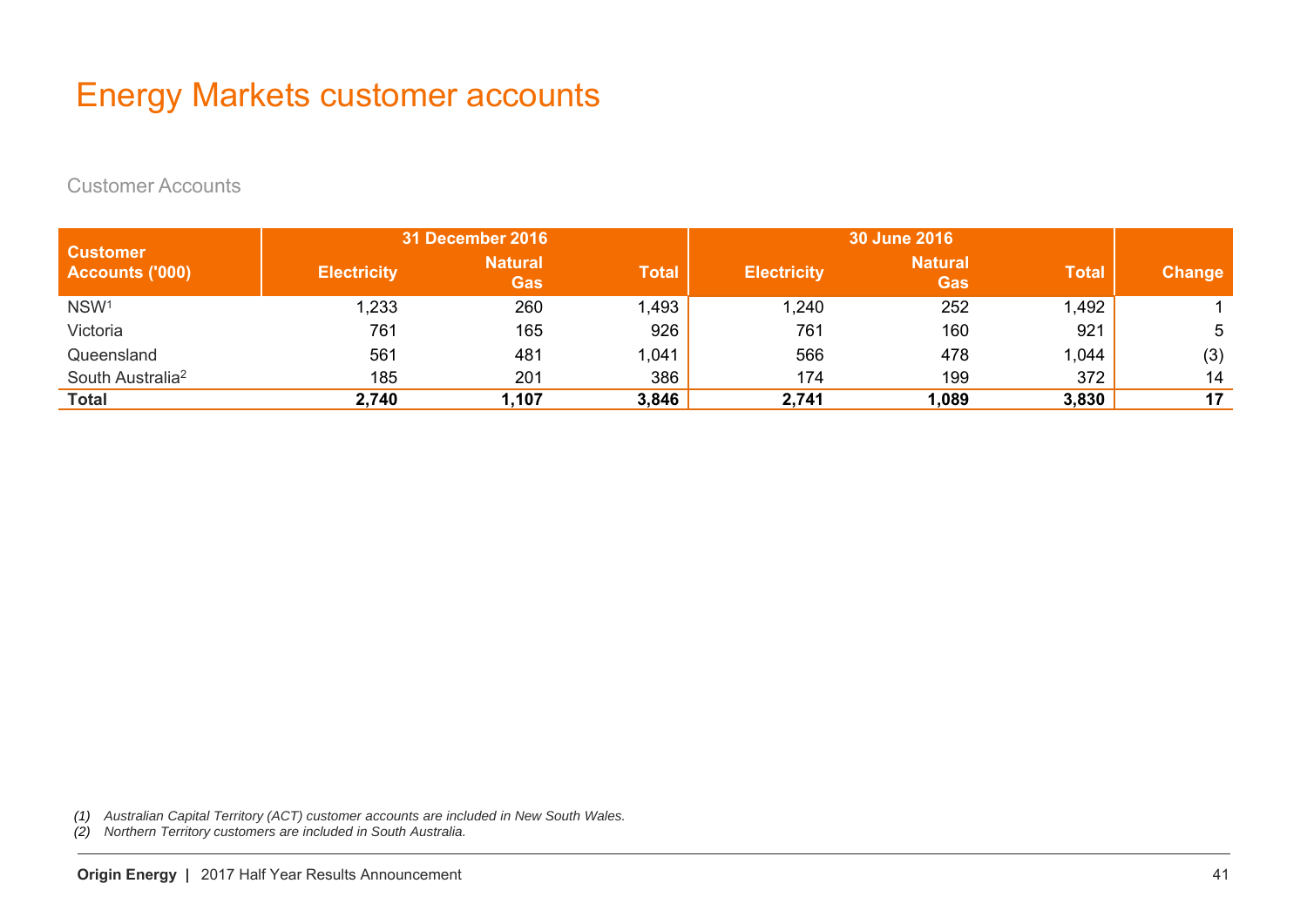# Energy Markets customer accounts

Customer Accounts

| Customer Accounts ('000) | 31 December 2016 | | | 30 June 2016 | | | Change |
|---|---|---|---|---|---|---|---|
| | Electricity | Natural Gas | Total | Electricity | Natural Gas | Total | |
| NSW[1] | 1,233 | 260 | 1,493 | 1,240 | 252 | 1,492 | 1 |
| Victoria | 761 | 165 | 926 | 761 | 160 | 921 | 5 |
| Queensland | 561 | 481 | 1,041 | 566 | 478 | 1,044 | (3) |
| South Australia[2] | 185 | 201 | 386 | 174 | 199 | 372 | 14 |
| **Total** | **2,740** | **1,107** | **3,846** | **2,741** | **1,089** | **3,830** | **17** |

*(1) Australian Capital Territory (ACT) customer accounts are included in New South Wales.*
*(2) Northern Territory customers are included in South Australia.*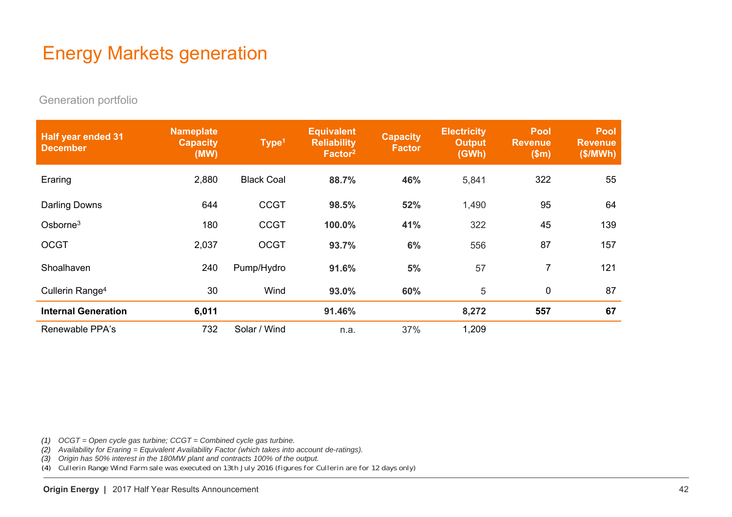# Energy Markets generation

## Generation portfolio

| Half year ended 31 December | Nameplate Capacity (MW) | Type[1] | Equivalent Reliability Factor[2] | Capacity Factor | Electricity Output (GWh) | Pool Revenue ($m) | Pool Revenue ($/MWh) |
|---|---|---|---|---|---|---|---|
| Eraring | 2,880 | Black Coal | **88.7%** | **46%** | 5,841 | 322 | 55 |
| Darling Downs | 644 | CCGT | **98.5%** | **52%** | 1,490 | 95 | 64 |
| Osborne[3] | 180 | CCGT | **100.0%** | **41%** | 322 | 45 | 139 |
| OCGT | 2,037 | OCGT | **93.7%** | **6%** | 556 | 87 | 157 |
| Shoalhaven | 240 | Pump/Hydro | **91.6%** | **5%** | 57 | 7 | 121 |
| Cullerin Range[4] | 30 | Wind | **93.0%** | **60%** | 5 | 0 | 87 |
| **Internal Generation** | **6,011** | | **91.46%** | | **8,272** | **557** | **67** |
| Renewable PPA's | 732 | Solar / Wind | n.a. | 37% | 1,209 | | |

*(1) OCGT = Open cycle gas turbine; CCGT = Combined cycle gas turbine.*

*(2) Availability for Eraring = Equivalent Availability Factor (which takes into account de-ratings).*

*(3) Origin has 50% interest in the 180MW plant and contracts 100% of the output.*

(4) Cullerin Range Wind Farm sale was executed on 13th July 2016 (figures for Cullerin are for 12 days only)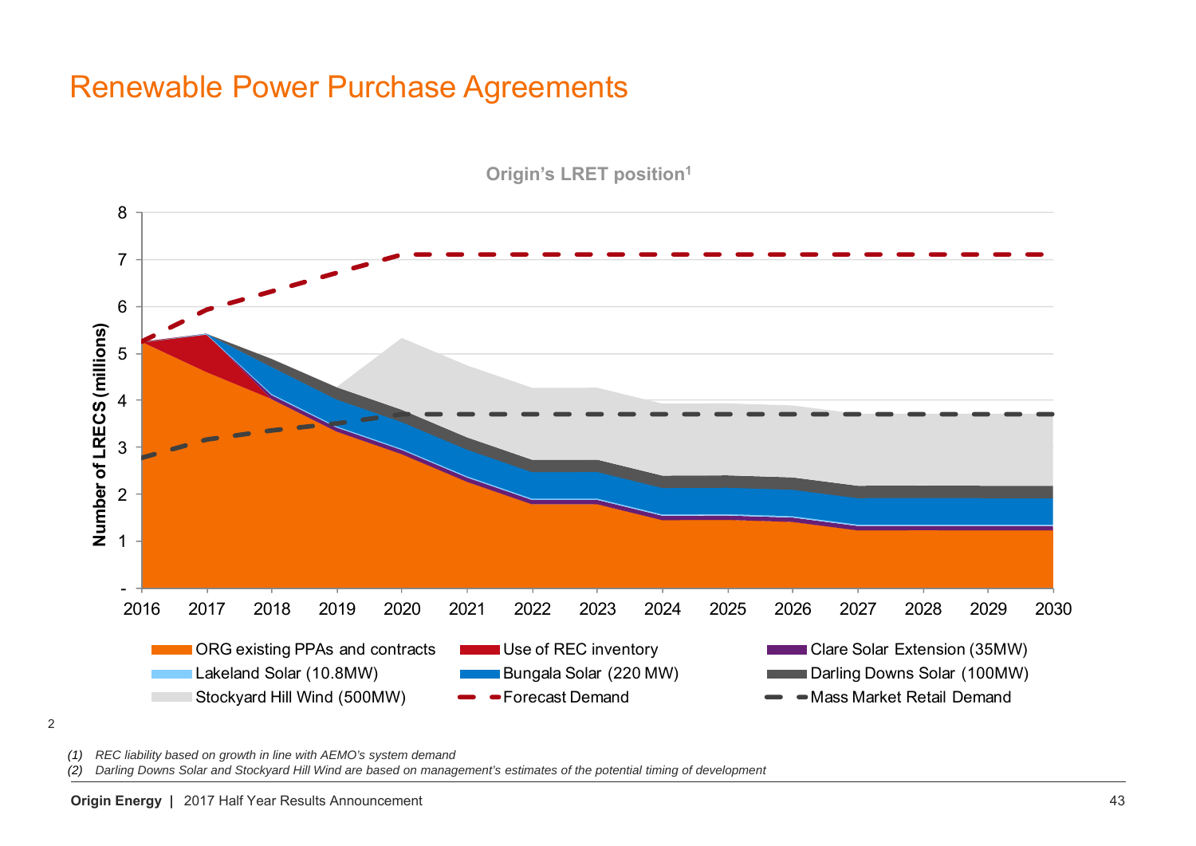# Renewable Power Purchase Agreements

**Origin's LRET position[1]**

Number of LRECS (millions)

8
7
6
5
4
3
2
1
-

2016 2017 2018 2019 2020 2021 2022 2023 2024 2025 2026 2027 2028 2029 2030

ORG existing PPAs and contracts | Use of REC inventory | Clare Solar Extension (35MW)
Lakeland Solar (10.8MW) | Bungala Solar (220 MW) | Darling Downs Solar (100MW)
Stockyard Hill Wind (500MW) | Forecast Demand | Mass Market Retail Demand

2

*(1) REC liability based on growth in line with AEMO's system demand*

*(2) Darling Downs Solar and Stockyard Hill Wind are based on management's estimates of the potential timing of development*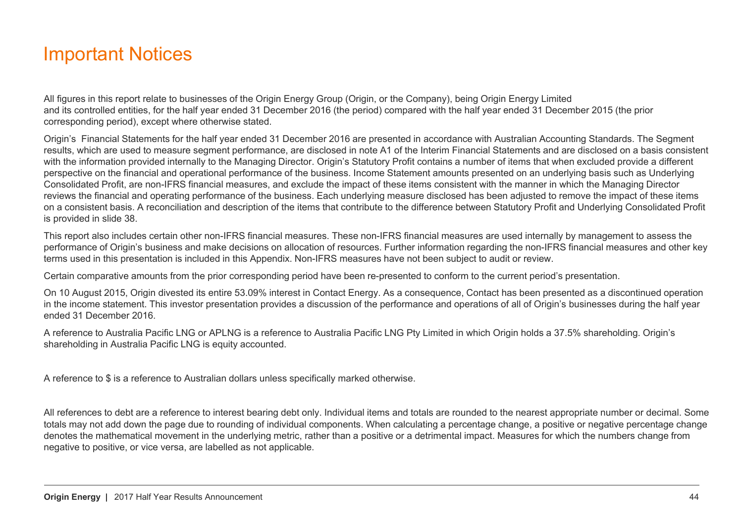# Important Notices

All figures in this report relate to businesses of the Origin Energy Group (Origin, or the Company), being Origin Energy Limited and its controlled entities, for the half year ended 31 December 2016 (the period) compared with the half year ended 31 December 2015 (the prior corresponding period), except where otherwise stated.

Origin's Financial Statements for the half year ended 31 December 2016 are presented in accordance with Australian Accounting Standards. The Segment results, which are used to measure segment performance, are disclosed in note A1 of the Interim Financial Statements and are disclosed on a basis consistent with the information provided internally to the Managing Director. Origin's Statutory Profit contains a number of items that when excluded provide a different perspective on the financial and operational performance of the business. Income Statement amounts presented on an underlying basis such as Underlying Consolidated Profit, are non-IFRS financial measures, and exclude the impact of these items consistent with the manner in which the Managing Director reviews the financial and operating performance of the business. Each underlying measure disclosed has been adjusted to remove the impact of these items on a consistent basis. A reconciliation and description of the items that contribute to the difference between Statutory Profit and Underlying Consolidated Profit is provided in slide 38.

This report also includes certain other non-IFRS financial measures. These non-IFRS financial measures are used internally by management to assess the performance of Origin's business and make decisions on allocation of resources. Further information regarding the non-IFRS financial measures and other key terms used in this presentation is included in this Appendix. Non-IFRS measures have not been subject to audit or review.

Certain comparative amounts from the prior corresponding period have been re-presented to conform to the current period's presentation.

On 10 August 2015, Origin divested its entire 53.09% interest in Contact Energy. As a consequence, Contact has been presented as a discontinued operation in the income statement. This investor presentation provides a discussion of the performance and operations of all of Origin's businesses during the half year ended 31 December 2016.

A reference to Australia Pacific LNG or APLNG is a reference to Australia Pacific LNG Pty Limited in which Origin holds a 37.5% shareholding. Origin's shareholding in Australia Pacific LNG is equity accounted.

A reference to $ is a reference to Australian dollars unless specifically marked otherwise.

All references to debt are a reference to interest bearing debt only. Individual items and totals are rounded to the nearest appropriate number or decimal. Some totals may not add down the page due to rounding of individual components. When calculating a percentage change, a positive or negative percentage change denotes the mathematical movement in the underlying metric, rather than a positive or a detrimental impact. Measures for which the numbers change from negative to positive, or vice versa, are labelled as not applicable.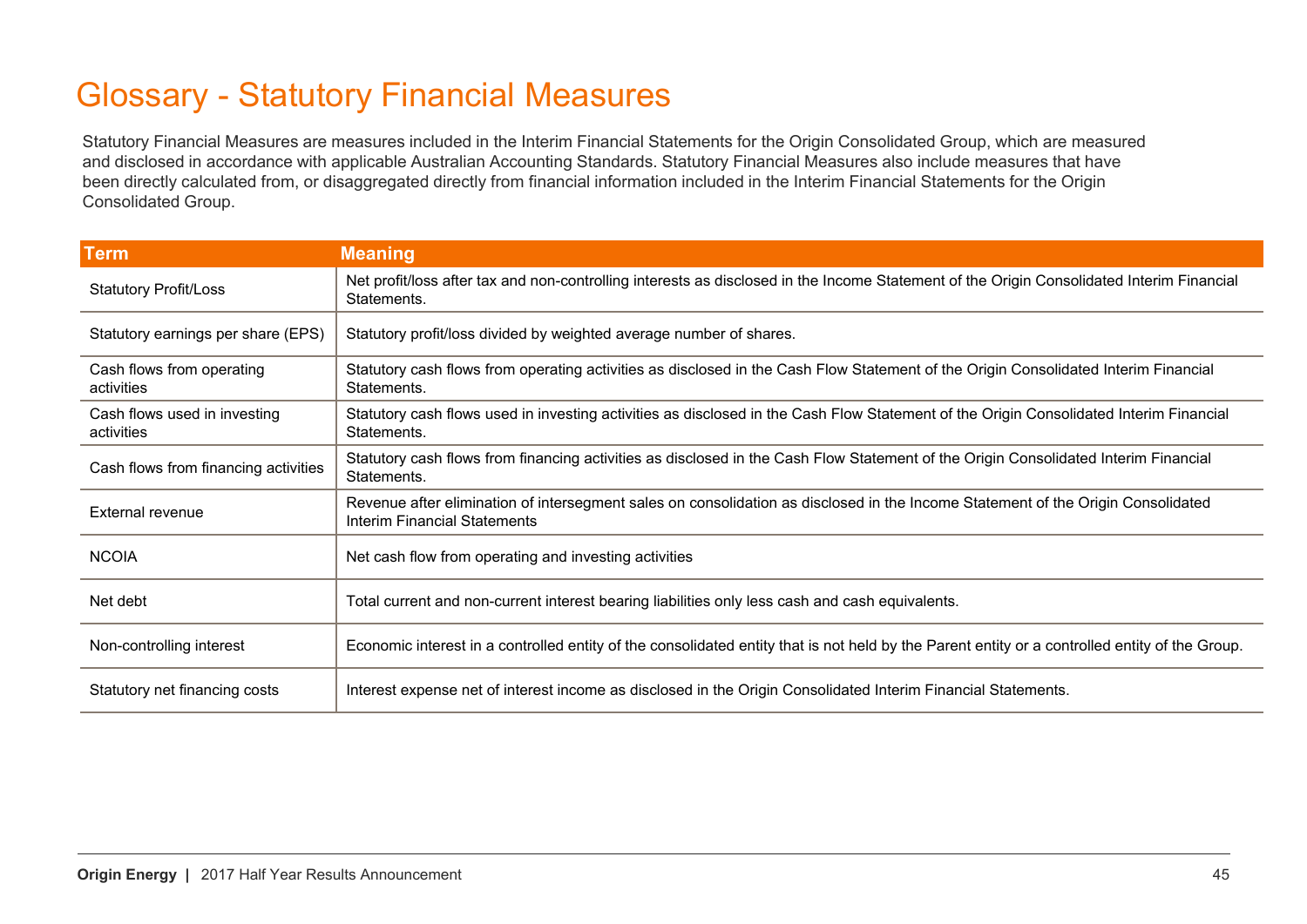# Glossary - Statutory Financial Measures

Statutory Financial Measures are measures included in the Interim Financial Statements for the Origin Consolidated Group, which are measured and disclosed in accordance with applicable Australian Accounting Standards. Statutory Financial Measures also include measures that have been directly calculated from, or disaggregated directly from financial information included in the Interim Financial Statements for the Origin Consolidated Group.

| Term | Meaning |
|---|---|
| Statutory Profit/Loss | Net profit/loss after tax and non-controlling interests as disclosed in the Income Statement of the Origin Consolidated Interim Financial Statements. |
| Statutory earnings per share (EPS) | Statutory profit/loss divided by weighted average number of shares. |
| Cash flows from operating activities | Statutory cash flows from operating activities as disclosed in the Cash Flow Statement of the Origin Consolidated Interim Financial Statements. |
| Cash flows used in investing activities | Statutory cash flows used in investing activities as disclosed in the Cash Flow Statement of the Origin Consolidated Interim Financial Statements. |
| Cash flows from financing activities | Statutory cash flows from financing activities as disclosed in the Cash Flow Statement of the Origin Consolidated Interim Financial Statements. |
| External revenue | Revenue after elimination of intersegment sales on consolidation as disclosed in the Income Statement of the Origin Consolidated Interim Financial Statements |
| NCOIA | Net cash flow from operating and investing activities |
| Net debt | Total current and non-current interest bearing liabilities only less cash and cash equivalents. |
| Non-controlling interest | Economic interest in a controlled entity of the consolidated entity that is not held by the Parent entity or a controlled entity of the Group. |
| Statutory net financing costs | Interest expense net of interest income as disclosed in the Origin Consolidated Interim Financial Statements. |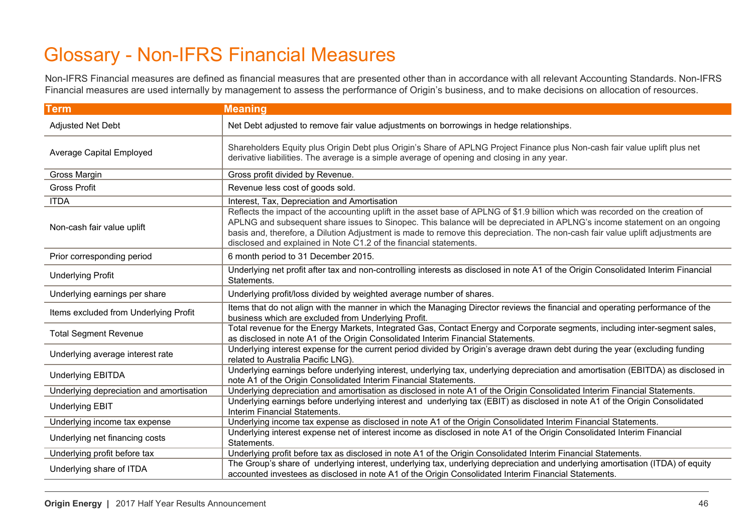# Glossary - Non-IFRS Financial Measures

Non-IFRS Financial measures are defined as financial measures that are presented other than in accordance with all relevant Accounting Standards. Non-IFRS Financial measures are used internally by management to assess the performance of Origin's business, and to make decisions on allocation of resources.

| Term | Meaning |
|---|---|
| Adjusted Net Debt | Net Debt adjusted to remove fair value adjustments on borrowings in hedge relationships. |
| Average Capital Employed | Shareholders Equity plus Origin Debt plus Origin's Share of APLNG Project Finance plus Non-cash fair value uplift plus net derivative liabilities. The average is a simple average of opening and closing in any year. |
| Gross Margin | Gross profit divided by Revenue. |
| Gross Profit | Revenue less cost of goods sold. |
| ITDA | Interest, Tax, Depreciation and Amortisation |
| Non-cash fair value uplift | Reflects the impact of the accounting uplift in the asset base of APLNG of $1.9 billion which was recorded on the creation of APLNG and subsequent share issues to Sinopec. This balance will be depreciated in APLNG's income statement on an ongoing basis and, therefore, a Dilution Adjustment is made to remove this depreciation. The non-cash fair value uplift adjustments are disclosed and explained in Note C1.2 of the financial statements. |
| Prior corresponding period | 6 month period to 31 December 2015. |
| Underlying Profit | Underlying net profit after tax and non-controlling interests as disclosed in note A1 of the Origin Consolidated Interim Financial Statements. |
| Underlying earnings per share | Underlying profit/loss divided by weighted average number of shares. |
| Items excluded from Underlying Profit | Items that do not align with the manner in which the Managing Director reviews the financial and operating performance of the business which are excluded from Underlying Profit. |
| Total Segment Revenue | Total revenue for the Energy Markets, Integrated Gas, Contact Energy and Corporate segments, including inter-segment sales, as disclosed in note A1 of the Origin Consolidated Interim Financial Statements. |
| Underlying average interest rate | Underlying interest expense for the current period divided by Origin's average drawn debt during the year (excluding funding related to Australia Pacific LNG). |
| Underlying EBITDA | Underlying earnings before underlying interest, underlying tax, underlying depreciation and amortisation (EBITDA) as disclosed in note A1 of the Origin Consolidated Interim Financial Statements. |
| Underlying depreciation and amortisation | Underlying depreciation and amortisation as disclosed in note A1 of the Origin Consolidated Interim Financial Statements. |
| Underlying EBIT | Underlying earnings before underlying interest and underlying tax (EBIT) as disclosed in note A1 of the Origin Consolidated Interim Financial Statements. |
| Underlying income tax expense | Underlying income tax expense as disclosed in note A1 of the Origin Consolidated Interim Financial Statements. |
| Underlying net financing costs | Underlying interest expense net of interest income as disclosed in note A1 of the Origin Consolidated Interim Financial Statements. |
| Underlying profit before tax | Underlying profit before tax as disclosed in note A1 of the Origin Consolidated Interim Financial Statements. |
| Underlying share of ITDA | The Group's share of underlying interest, underlying tax, underlying depreciation and underlying amortisation (ITDA) of equity accounted investees as disclosed in note A1 of the Origin Consolidated Interim Financial Statements. |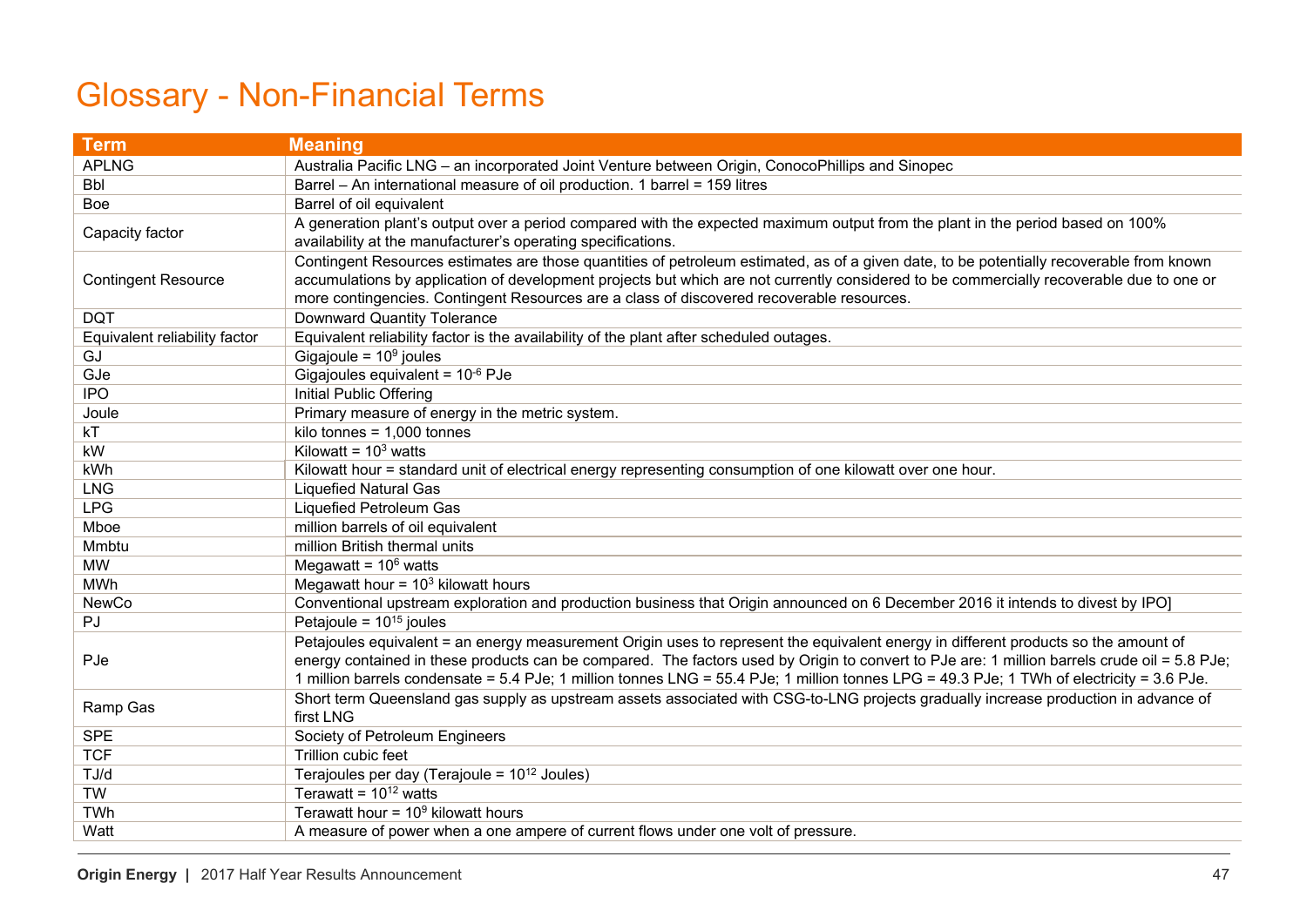# Glossary - Non-Financial Terms

| Term | Meaning |
|---|---|
| APLNG | Australia Pacific LNG – an incorporated Joint Venture between Origin, ConocoPhillips and Sinopec |
| Bbl | Barrel – An international measure of oil production. 1 barrel = 159 litres |
| Boe | Barrel of oil equivalent |
| Capacity factor | A generation plant's output over a period compared with the expected maximum output from the plant in the period based on 100% availability at the manufacturer's operating specifications. |
| Contingent Resource | Contingent Resources estimates are those quantities of petroleum estimated, as of a given date, to be potentially recoverable from known accumulations by application of development projects but which are not currently considered to be commercially recoverable due to one or more contingencies. Contingent Resources are a class of discovered recoverable resources. |
| DQT | Downward Quantity Tolerance |
| Equivalent reliability factor | Equivalent reliability factor is the availability of the plant after scheduled outages. |
| GJ | Gigajoule = $10^9$ joules |
| GJe | Gigajoules equivalent = $10^{-6}$ PJe |
| IPO | Initial Public Offering |
| Joule | Primary measure of energy in the metric system. |
| kT | kilo tonnes = 1,000 tonnes |
| kW | Kilowatt = $10^3$ watts |
| kWh | Kilowatt hour = standard unit of electrical energy representing consumption of one kilowatt over one hour. |
| LNG | Liquefied Natural Gas |
| LPG | Liquefied Petroleum Gas |
| Mboe | million barrels of oil equivalent |
| Mmbtu | million British thermal units |
| MW | Megawatt = $10^6$ watts |
| MWh | Megawatt hour = $10^3$ kilowatt hours |
| NewCo | Conventional upstream exploration and production business that Origin announced on 6 December 2016 it intends to divest by IPO] |
| PJ | Petajoule = $10^{15}$ joules |
| PJe | Petajoules equivalent = an energy measurement Origin uses to represent the equivalent energy in different products so the amount of energy contained in these products can be compared. The factors used by Origin to convert to PJe are: 1 million barrels crude oil = 5.8 PJe; 1 million barrels condensate = 5.4 PJe; 1 million tonnes LNG = 55.4 PJe; 1 million tonnes LPG = 49.3 PJe; 1 TWh of electricity = 3.6 PJe. |
| Ramp Gas | Short term Queensland gas supply as upstream assets associated with CSG-to-LNG projects gradually increase production in advance of first LNG |
| SPE | Society of Petroleum Engineers |
| TCF | Trillion cubic feet |
| TJ/d | Terajoules per day (Terajoule = $10^{12}$ Joules) |
| TW | Terawatt = $10^{12}$ watts |
| TWh | Terawatt hour = $10^9$ kilowatt hours |
| Watt | A measure of power when a one ampere of current flows under one volt of pressure. |